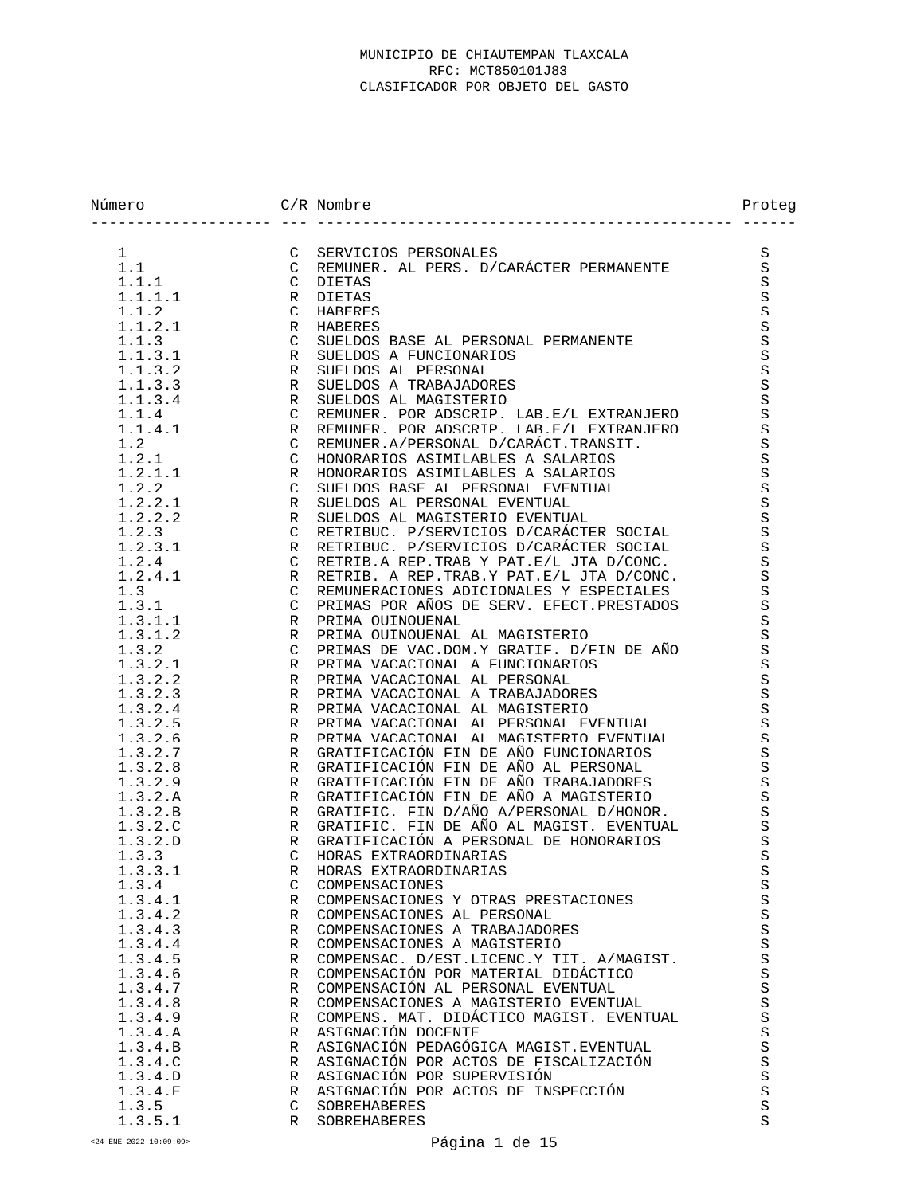# MUNICIPIO DE CHIAUTEMPAN TLAXCALA

RFC: MCT850101J83

CLASIFICADOR POR OBJETO DEL GASTO

| Número | C/R | Nombre | Proteg |
|---|---|---|---|
| 1 | C | SERVICIOS PERSONALES | S |
| 1.1 | C | REMUNER. AL PERS. D/CARÁCTER PERMANENTE | S |
| 1.1.1 | C | DIETAS | S |
| 1.1.1.1 | R | DIETAS | S |
| 1.1.2 | C | HABERES | S |
| 1.1.2.1 | R | HABERES | S |
| 1.1.3 | C | SUELDOS BASE AL PERSONAL PERMANENTE | S |
| 1.1.3.1 | R | SUELDOS A FUNCIONARIOS | S |
| 1.1.3.2 | R | SUELDOS AL PERSONAL | S |
| 1.1.3.3 | R | SUELDOS A TRABAJADORES | S |
| 1.1.3.4 | R | SUELDOS AL MAGISTERIO | S |
| 1.1.4 | C | REMUNER. POR ADSCRIP. LAB.E/L EXTRANJERO | S |
| 1.1.4.1 | R | REMUNER. POR ADSCRIP. LAB.E/L EXTRANJERO | S |
| 1.2 | C | REMUNER.A/PERSONAL D/CARÁCT.TRANSIT. | S |
| 1.2.1 | C | HONORARIOS ASIMILABLES A SALARIOS | S |
| 1.2.1.1 | R | HONORARIOS ASIMILABLES A SALARIOS | S |
| 1.2.2 | C | SUELDOS BASE AL PERSONAL EVENTUAL | S |
| 1.2.2.1 | R | SUELDOS AL PERSONAL EVENTUAL | S |
| 1.2.2.2 | R | SUELDOS AL MAGISTERIO EVENTUAL | S |
| 1.2.3 | C | RETRIBUC. P/SERVICIOS D/CARÁCTER SOCIAL | S |
| 1.2.3.1 | R | RETRIBUC. P/SERVICIOS D/CARÁCTER SOCIAL | S |
| 1.2.4 | C | RETRIB.A REP.TRAB Y PAT.E/L JTA D/CONC. | S |
| 1.2.4.1 | R | RETRIB. A REP.TRAB.Y PAT.E/L JTA D/CONC. | S |
| 1.3 | C | REMUNERACIONES ADICIONALES Y ESPECIALES | S |
| 1.3.1 | C | PRIMAS POR AÑOS DE SERV. EFECT.PRESTADOS | S |
| 1.3.1.1 | R | PRIMA QUINQUENAL | S |
| 1.3.1.2 | R | PRIMA QUINQUENAL AL MAGISTERIO | S |
| 1.3.2 | C | PRIMAS DE VAC.DOM.Y GRATIF. D/FIN DE AÑO | S |
| 1.3.2.1 | R | PRIMA VACACIONAL A FUNCIONARIOS | S |
| 1.3.2.2 | R | PRIMA VACACIONAL AL PERSONAL | S |
| 1.3.2.3 | R | PRIMA VACACIONAL A TRABAJADORES | S |
| 1.3.2.4 | R | PRIMA VACACIONAL AL MAGISTERIO | S |
| 1.3.2.5 | R | PRIMA VACACIONAL AL PERSONAL EVENTUAL | S |
| 1.3.2.6 | R | PRIMA VACACIONAL AL MAGISTERIO EVENTUAL | S |
| 1.3.2.7 | R | GRATIFICACIÓN FIN DE AÑO FUNCIONARIOS | S |
| 1.3.2.8 | R | GRATIFICACIÓN FIN DE AÑO AL PERSONAL | S |
| 1.3.2.9 | R | GRATIFICACIÓN FIN DE AÑO TRABAJADORES | S |
| 1.3.2.A | R | GRATIFICACIÓN FIN DE AÑO A MAGISTERIO | S |
| 1.3.2.B | R | GRATIFIC. FIN D/AÑO A/PERSONAL D/HONOR. | S |
| 1.3.2.C | R | GRATIFIC. FIN DE AÑO AL MAGIST. EVENTUAL | S |
| 1.3.2.D | R | GRATIFICACIÓN A PERSONAL DE HONORARIOS | S |
| 1.3.3 | C | HORAS EXTRAORDINARIAS | S |
| 1.3.3.1 | R | HORAS EXTRAORDINARIAS | S |
| 1.3.4 | C | COMPENSACIONES | S |
| 1.3.4.1 | R | COMPENSACIONES Y OTRAS PRESTACIONES | S |
| 1.3.4.2 | R | COMPENSACIONES AL PERSONAL | S |
| 1.3.4.3 | R | COMPENSACIONES A TRABAJADORES | S |
| 1.3.4.4 | R | COMPENSACIONES A MAGISTERIO | S |
| 1.3.4.5 | R | COMPENSAC. D/EST.LICENC.Y TIT. A/MAGIST. | S |
| 1.3.4.6 | R | COMPENSACIÓN POR MATERIAL DIDÁCTICO | S |
| 1.3.4.7 | R | COMPENSACIÓN AL PERSONAL EVENTUAL | S |
| 1.3.4.8 | R | COMPENSACIONES A MAGISTERIO EVENTUAL | S |
| 1.3.4.9 | R | COMPENS. MAT. DIDÁCTICO MAGIST. EVENTUAL | S |
| 1.3.4.A | R | ASIGNACIÓN DOCENTE | S |
| 1.3.4.B | R | ASIGNACIÓN PEDAGÓGICA MAGIST.EVENTUAL | S |
| 1.3.4.C | R | ASIGNACIÓN POR ACTOS DE FISCALIZACIÓN | S |
| 1.3.4.D | R | ASIGNACIÓN POR SUPERVISIÓN | S |
| 1.3.4.E | R | ASIGNACIÓN POR ACTOS DE INSPECCIÓN | S |
| 1.3.5 | C | SOBREHABERES | S |
| 1.3.5.1 | R | SOBREHABERES | S |

<24 ENE 2022 10:09:09>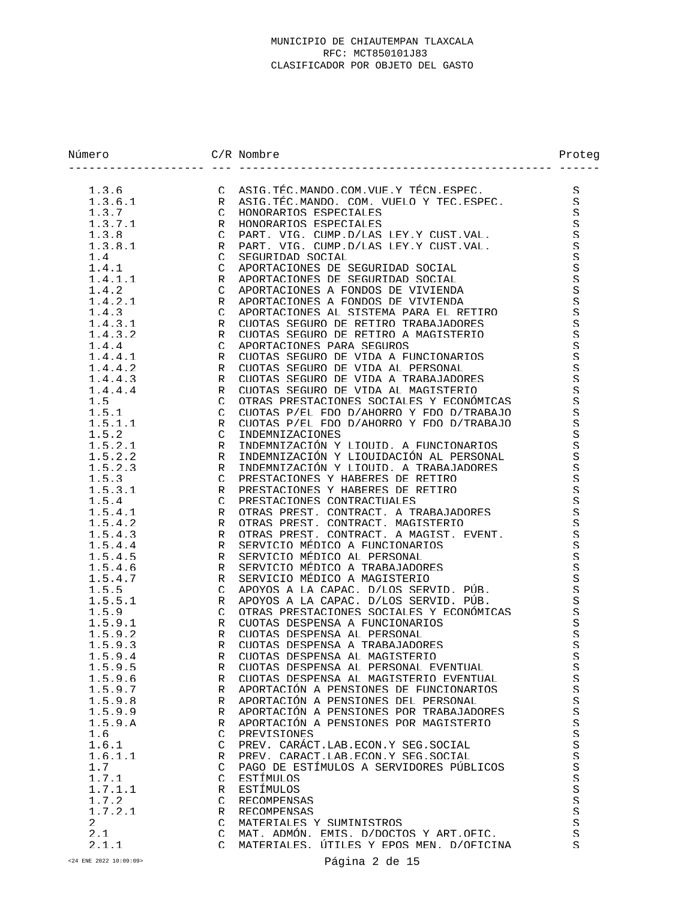MUNICIPIO DE CHIAUTEMPAN TLAXCALA
RFC: MCT850101J83
CLASIFICADOR POR OBJETO DEL GASTO

| Número | C/R | Nombre | Proteg |
|---|---|---|---|
| 1.3.6 | C | ASIG.TÉC.MANDO.COM.VUE.Y TÉCN.ESPEC. | S |
| 1.3.6.1 | R | ASIG.TÉC.MANDO. COM. VUELO Y TEC.ESPEC. | S |
| 1.3.7 | C | HONORARIOS ESPECIALES | S |
| 1.3.7.1 | R | HONORARIOS ESPECIALES | S |
| 1.3.8 | C | PART. VIG. CUMP.D/LAS LEY.Y CUST.VAL. | S |
| 1.3.8.1 | R | PART. VIG. CUMP.D/LAS LEY.Y CUST.VAL. | S |
| 1.4 | C | SEGURIDAD SOCIAL | S |
| 1.4.1 | C | APORTACIONES DE SEGURIDAD SOCIAL | S |
| 1.4.1.1 | R | APORTACIONES DE SEGURIDAD SOCIAL | S |
| 1.4.2 | C | APORTACIONES A FONDOS DE VIVIENDA | S |
| 1.4.2.1 | R | APORTACIONES A FONDOS DE VIVIENDA | S |
| 1.4.3 | C | APORTACIONES AL SISTEMA PARA EL RETIRO | S |
| 1.4.3.1 | R | CUOTAS SEGURO DE RETIRO TRABAJADORES | S |
| 1.4.3.2 | R | CUOTAS SEGURO DE RETIRO A MAGISTERIO | S |
| 1.4.4 | C | APORTACIONES PARA SEGUROS | S |
| 1.4.4.1 | R | CUOTAS SEGURO DE VIDA A FUNCIONARIOS | S |
| 1.4.4.2 | R | CUOTAS SEGURO DE VIDA AL PERSONAL | S |
| 1.4.4.3 | R | CUOTAS SEGURO DE VIDA A TRABAJADORES | S |
| 1.4.4.4 | R | CUOTAS SEGURO DE VIDA AL MAGISTERIO | S |
| 1.5 | C | OTRAS PRESTACIONES SOCIALES Y ECONÓMICAS | S |
| 1.5.1 | C | CUOTAS P/EL FDO D/AHORRO Y FDO D/TRABAJO | S |
| 1.5.1.1 | R | CUOTAS P/EL FDO D/AHORRO Y FDO D/TRABAJO | S |
| 1.5.2 | C | INDEMNIZACIONES | S |
| 1.5.2.1 | R | INDEMNIZACIÓN Y LIQUID. A FUNCIONARIOS | S |
| 1.5.2.2 | R | INDEMNIZACIÓN Y LIQUIDACIÓN AL PERSONAL | S |
| 1.5.2.3 | R | INDEMNIZACIÓN Y LIQUID. A TRABAJADORES | S |
| 1.5.3 | C | PRESTACIONES Y HABERES DE RETIRO | S |
| 1.5.3.1 | R | PRESTACIONES Y HABERES DE RETIRO | S |
| 1.5.4 | C | PRESTACIONES CONTRACTUALES | S |
| 1.5.4.1 | R | OTRAS PREST. CONTRACT. A TRABAJADORES | S |
| 1.5.4.2 | R | OTRAS PREST. CONTRACT. MAGISTERIO | S |
| 1.5.4.3 | R | OTRAS PREST. CONTRACT. A MAGIST. EVENT. | S |
| 1.5.4.4 | R | SERVICIO MÉDICO A FUNCIONARIOS | S |
| 1.5.4.5 | R | SERVICIO MÉDICO AL PERSONAL | S |
| 1.5.4.6 | R | SERVICIO MÉDICO A TRABAJADORES | S |
| 1.5.4.7 | R | SERVICIO MÉDICO A MAGISTERIO | S |
| 1.5.5 | C | APOYOS A LA CAPAC. D/LOS SERVID. PÚB. | S |
| 1.5.5.1 | R | APOYOS A LA CAPAC. D/LOS SERVID. PÚB. | S |
| 1.5.9 | C | OTRAS PRESTACIONES SOCIALES Y ECONÓMICAS | S |
| 1.5.9.1 | R | CUOTAS DESPENSA A FUNCIONARIOS | S |
| 1.5.9.2 | R | CUOTAS DESPENSA AL PERSONAL | S |
| 1.5.9.3 | R | CUOTAS DESPENSA A TRABAJADORES | S |
| 1.5.9.4 | R | CUOTAS DESPENSA AL MAGISTERIO | S |
| 1.5.9.5 | R | CUOTAS DESPENSA AL PERSONAL EVENTUAL | S |
| 1.5.9.6 | R | CUOTAS DESPENSA AL MAGISTERIO EVENTUAL | S |
| 1.5.9.7 | R | APORTACIÓN A PENSIONES DE FUNCIONARIOS | S |
| 1.5.9.8 | R | APORTACIÓN A PENSIONES DEL PERSONAL | S |
| 1.5.9.9 | R | APORTACIÓN A PENSIONES POR TRABAJADORES | S |
| 1.5.9.A | R | APORTACIÓN A PENSIONES POR MAGISTERIO | S |
| 1.6 | C | PREVISIONES | S |
| 1.6.1 | C | PREV. CARÁCT.LAB.ECON.Y SEG.SOCIAL | S |
| 1.6.1.1 | R | PREV. CARACT.LAB.ECON.Y SEG.SOCIAL | S |
| 1.7 | C | PAGO DE ESTÍMULOS A SERVIDORES PÚBLICOS | S |
| 1.7.1 | C | ESTÍMULOS | S |
| 1.7.1.1 | R | ESTÍMULOS | S |
| 1.7.2 | C | RECOMPENSAS | S |
| 1.7.2.1 | R | RECOMPENSAS | S |
| 2 | C | MATERIALES Y SUMINISTROS | S |
| 2.1 | C | MAT. ADMÓN. EMIS. D/DOCTOS Y ART.OFIC. | S |
| 2.1.1 | C | MATERIALES, ÚTILES Y EQPS MEN. D/OFICINA | S |

<24 ENE 2022 10:09:09>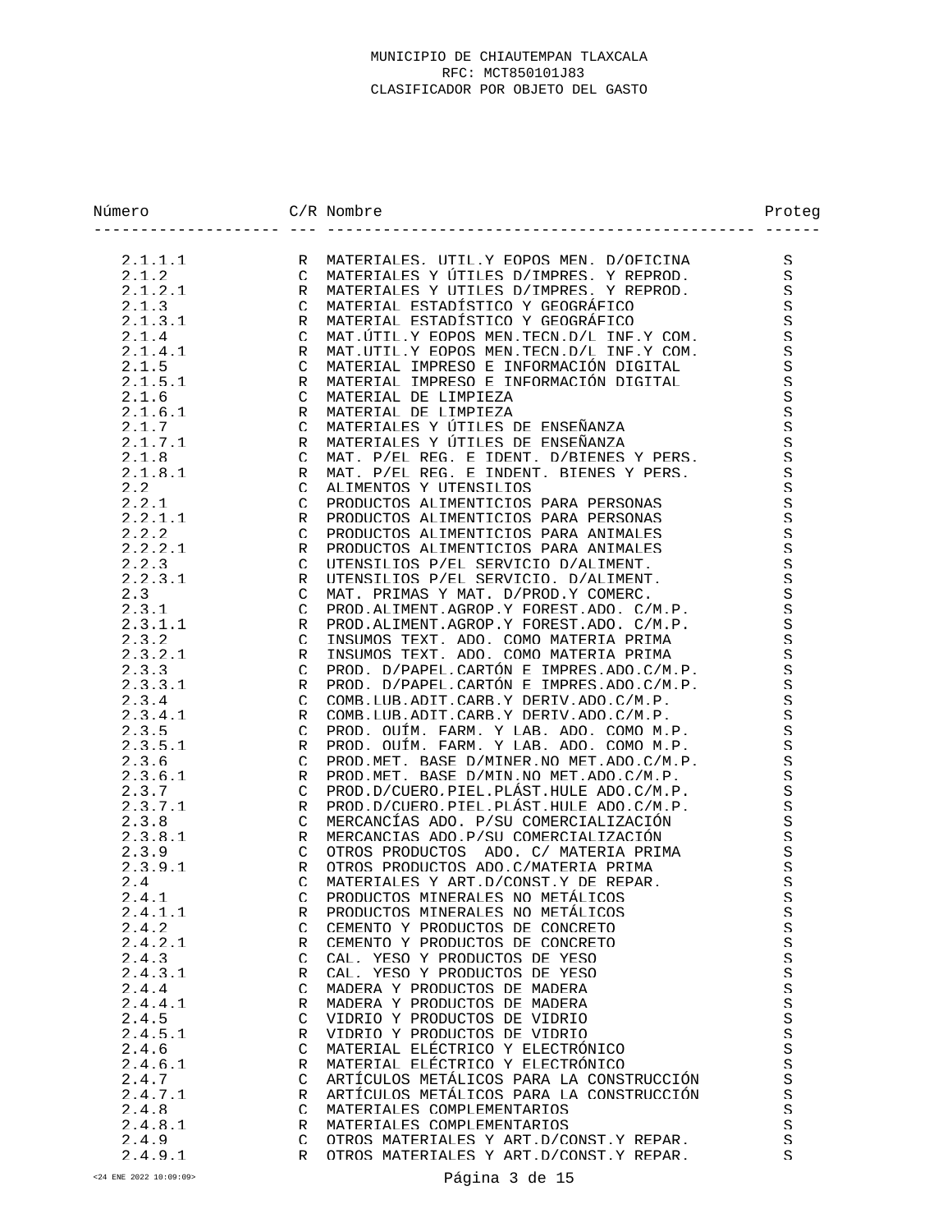MUNICIPIO DE CHIAUTEMPAN TLAXCALA
RFC: MCT850101J83
CLASIFICADOR POR OBJETO DEL GASTO

| Número | C/R | Nombre | Proteg |
|---|---|---|---|
| 2.1.1.1 | R | MATERIALES, UTIL.Y EQPOS MEN. D/OFICINA | S |
| 2.1.2 | C | MATERIALES Y ÚTILES D/IMPRES. Y REPROD. | S |
| 2.1.2.1 | R | MATERIALES Y UTILES D/IMPRES. Y REPROD. | S |
| 2.1.3 | C | MATERIAL ESTADÍSTICO Y GEOGRÁFICO | S |
| 2.1.3.1 | R | MATERIAL ESTADÍSTICO Y GEOGRÁFICO | S |
| 2.1.4 | C | MAT.ÚTIL.Y EQPOS MEN.TECN.D/L INF.Y COM. | S |
| 2.1.4.1 | R | MAT.UTIL.Y EQPOS MEN.TECN.D/L INF.Y COM. | S |
| 2.1.5 | C | MATERIAL IMPRESO E INFORMACIÓN DIGITAL | S |
| 2.1.5.1 | R | MATERIAL IMPRESO E INFORMACIÓN DIGITAL | S |
| 2.1.6 | C | MATERIAL DE LIMPIEZA | S |
| 2.1.6.1 | R | MATERIAL DE LIMPIEZA | S |
| 2.1.7 | C | MATERIALES Y ÚTILES DE ENSEÑANZA | S |
| 2.1.7.1 | R | MATERIALES Y ÚTILES DE ENSEÑANZA | S |
| 2.1.8 | C | MAT. P/EL REG. E IDENT. D/BIENES Y PERS. | S |
| 2.1.8.1 | R | MAT. P/EL REG. E INDENT. BIENES Y PERS. | S |
| 2.2 | C | ALIMENTOS Y UTENSILIOS | S |
| 2.2.1 | C | PRODUCTOS ALIMENTICIOS PARA PERSONAS | S |
| 2.2.1.1 | R | PRODUCTOS ALIMENTICIOS PARA PERSONAS | S |
| 2.2.2 | C | PRODUCTOS ALIMENTICIOS PARA ANIMALES | S |
| 2.2.2.1 | R | PRODUCTOS ALIMENTICIOS PARA ANIMALES | S |
| 2.2.3 | C | UTENSILIOS P/EL SERVICIO D/ALIMENT. | S |
| 2.2.3.1 | R | UTENSILIOS P/EL SERVICIO. D/ALIMENT. | S |
| 2.3 | C | MAT. PRIMAS Y MAT. D/PROD.Y COMERC. | S |
| 2.3.1 | C | PROD.ALIMENT.AGROP.Y FOREST.ADO. C/M.P. | S |
| 2.3.1.1 | R | PROD.ALIMENT.AGROP.Y FOREST.ADO. C/M.P. | S |
| 2.3.2 | C | INSUMOS TEXT. ADO. COMO MATERIA PRIMA | S |
| 2.3.2.1 | R | INSUMOS TEXT. ADO. COMO MATERIA PRIMA | S |
| 2.3.3 | C | PROD. D/PAPEL.CARTÓN E IMPRES.ADO.C/M.P. | S |
| 2.3.3.1 | R | PROD. D/PAPEL.CARTÓN E IMPRES.ADO.C/M.P. | S |
| 2.3.4 | C | COMB.LUB.ADIT.CARB.Y DERIV.ADO.C/M.P. | S |
| 2.3.4.1 | R | COMB.LUB.ADIT.CARB.Y DERIV.ADO.C/M.P. | S |
| 2.3.5 | C | PROD. QUÍM. FARM. Y LAB. ADO. COMO M.P. | S |
| 2.3.5.1 | R | PROD. QUÍM. FARM. Y LAB. ADO. COMO M.P. | S |
| 2.3.6 | C | PROD.MET. BASE D/MINER.NO MET.ADO.C/M.P. | S |
| 2.3.6.1 | R | PROD.MET. BASE D/MIN.NO MET.ADO.C/M.P. | S |
| 2.3.7 | C | PROD.D/CUERO.PIEL.PLÁST.HULE ADO.C/M.P. | S |
| 2.3.7.1 | R | PROD.D/CUERO.PIEL.PLÁST.HULE ADO.C/M.P. | S |
| 2.3.8 | C | MERCANCÍAS ADO. P/SU COMERCIALIZACIÓN | S |
| 2.3.8.1 | R | MERCANCIAS ADO.P/SU COMERCIALIZACIÓN | S |
| 2.3.9 | C | OTROS PRODUCTOS  ADO. C/ MATERIA PRIMA | S |
| 2.3.9.1 | R | OTROS PRODUCTOS ADO.C/MATERIA PRIMA | S |
| 2.4 | C | MATERIALES Y ART.D/CONST.Y DE REPAR. | S |
| 2.4.1 | C | PRODUCTOS MINERALES NO METÁLICOS | S |
| 2.4.1.1 | R | PRODUCTOS MINERALES NO METÁLICOS | S |
| 2.4.2 | C | CEMENTO Y PRODUCTOS DE CONCRETO | S |
| 2.4.2.1 | R | CEMENTO Y PRODUCTOS DE CONCRETO | S |
| 2.4.3 | C | CAL. YESO Y PRODUCTOS DE YESO | S |
| 2.4.3.1 | R | CAL. YESO Y PRODUCTOS DE YESO | S |
| 2.4.4 | C | MADERA Y PRODUCTOS DE MADERA | S |
| 2.4.4.1 | R | MADERA Y PRODUCTOS DE MADERA | S |
| 2.4.5 | C | VIDRIO Y PRODUCTOS DE VIDRIO | S |
| 2.4.5.1 | R | VIDRIO Y PRODUCTOS DE VIDRIO | S |
| 2.4.6 | C | MATERIAL ELÉCTRICO Y ELECTRÓNICO | S |
| 2.4.6.1 | R | MATERIAL ELÉCTRICO Y ELECTRÓNICO | S |
| 2.4.7 | C | ARTÍCULOS METÁLICOS PARA LA CONSTRUCCIÓN | S |
| 2.4.7.1 | R | ARTÍCULOS METÁLICOS PARA LA CONSTRUCCIÓN | S |
| 2.4.8 | C | MATERIALES COMPLEMENTARIOS | S |
| 2.4.8.1 | R | MATERIALES COMPLEMENTARIOS | S |
| 2.4.9 | C | OTROS MATERIALES Y ART.D/CONST.Y REPAR. | S |
| 2.4.9.1 | R | OTROS MATERIALES Y ART.D/CONST.Y REPAR. | S |

<24 ENE 2022 10:09:09>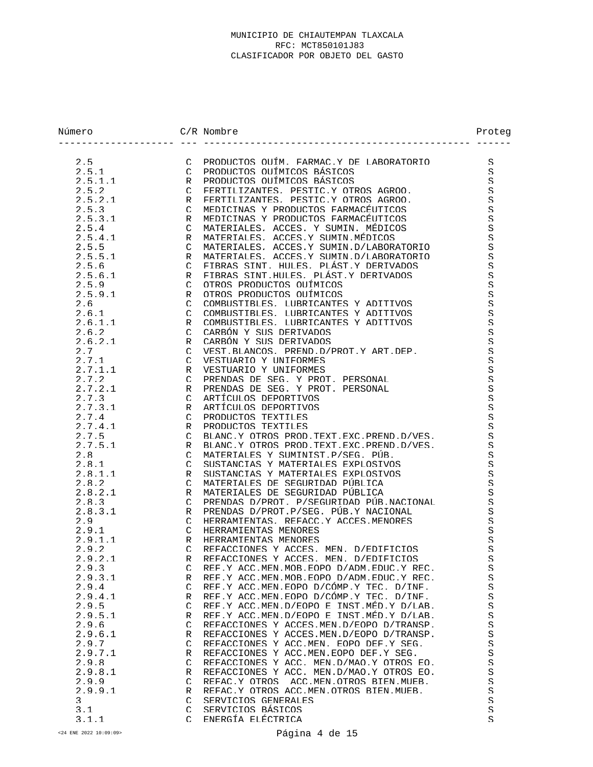MUNICIPIO DE CHIAUTEMPAN TLAXCALA
RFC: MCT850101J83
CLASIFICADOR POR OBJETO DEL GASTO

| Número | C/R | Nombre | Proteg |
|---|---|---|---|
| 2.5 | C | PRODUCTOS QUÍM. FARMAC.Y DE LABORATORIO | S |
| 2.5.1 | C | PRODUCTOS QUÍMICOS BÁSICOS | S |
| 2.5.1.1 | R | PRODUCTOS QUÍMICOS BÁSICOS | S |
| 2.5.2 | C | FERTILIZANTES. PESTIC.Y OTROS AGROQ. | S |
| 2.5.2.1 | R | FERTILIZANTES. PESTIC.Y OTROS AGROQ. | S |
| 2.5.3 | C | MEDICINAS Y PRODUCTOS FARMACÉUTICOS | S |
| 2.5.3.1 | R | MEDICINAS Y PRODUCTOS FARMACÉUTICOS | S |
| 2.5.4 | C | MATERIALES. ACCES. Y SUMIN. MÉDICOS | S |
| 2.5.4.1 | R | MATERIALES. ACCES.Y SUMIN.MÉDICOS | S |
| 2.5.5 | C | MATERIALES. ACCES.Y SUMIN.D/LABORATORIO | S |
| 2.5.5.1 | R | MATERIALES. ACCES.Y SUMIN.D/LABORATORIO | S |
| 2.5.6 | C | FIBRAS SINT. HULES. PLÁST.Y DERIVADOS | S |
| 2.5.6.1 | R | FIBRAS SINT.HULES. PLÁST.Y DERIVADOS | S |
| 2.5.9 | C | OTROS PRODUCTOS QUÍMICOS | S |
| 2.5.9.1 | R | OTROS PRODUCTOS QUÍMICOS | S |
| 2.6 | C | COMBUSTIBLES. LUBRICANTES Y ADITIVOS | S |
| 2.6.1 | C | COMBUSTIBLES. LUBRICANTES Y ADITIVOS | S |
| 2.6.1.1 | R | COMBUSTIBLES. LUBRICANTES Y ADITIVOS | S |
| 2.6.2 | C | CARBÓN Y SUS DERIVADOS | S |
| 2.6.2.1 | R | CARBÓN Y SUS DERIVADOS | S |
| 2.7 | C | VEST.BLANCOS. PREND.D/PROT.Y ART.DEP. | S |
| 2.7.1 | C | VESTUARIO Y UNIFORMES | S |
| 2.7.1.1 | R | VESTUARIO Y UNIFORMES | S |
| 2.7.2 | C | PRENDAS DE SEG. Y PROT. PERSONAL | S |
| 2.7.2.1 | R | PRENDAS DE SEG. Y PROT. PERSONAL | S |
| 2.7.3 | C | ARTÍCULOS DEPORTIVOS | S |
| 2.7.3.1 | R | ARTÍCULOS DEPORTIVOS | S |
| 2.7.4 | C | PRODUCTOS TEXTILES | S |
| 2.7.4.1 | R | PRODUCTOS TEXTILES | S |
| 2.7.5 | C | BLANC.Y OTROS PROD.TEXT.EXC.PREND.D/VES. | S |
| 2.7.5.1 | R | BLANC.Y OTROS PROD.TEXT.EXC.PREND.D/VES. | S |
| 2.8 | C | MATERIALES Y SUMINIST.P/SEG. PÚB. | S |
| 2.8.1 | C | SUSTANCIAS Y MATERIALES EXPLOSIVOS | S |
| 2.8.1.1 | R | SUSTANCIAS Y MATERIALES EXPLOSIVOS | S |
| 2.8.2 | C | MATERIALES DE SEGURIDAD PÚBLICA | S |
| 2.8.2.1 | R | MATERIALES DE SEGURIDAD PÚBLICA | S |
| 2.8.3 | C | PRENDAS D/PROT. P/SEGURIDAD PÚB.NACIONAL | S |
| 2.8.3.1 | R | PRENDAS D/PROT.P/SEG. PÚB.Y NACIONAL | S |
| 2.9 | C | HERRAMIENTAS. REFACC.Y ACCES.MENORES | S |
| 2.9.1 | C | HERRAMIENTAS MENORES | S |
| 2.9.1.1 | R | HERRAMIENTAS MENORES | S |
| 2.9.2 | C | REFACCIONES Y ACCES. MEN. D/EDIFICIOS | S |
| 2.9.2.1 | R | REFACCIONES Y ACCES. MEN. D/EDIFICIOS | S |
| 2.9.3 | C | REF.Y ACC.MEN.MOB.EQPO D/ADM.EDUC.Y REC. | S |
| 2.9.3.1 | R | REF.Y ACC.MEN.MOB.EQPO D/ADM.EDUC.Y REC. | S |
| 2.9.4 | C | REF.Y ACC.MEN.EQPO D/CÓMP.Y TEC. D/INF. | S |
| 2.9.4.1 | R | REF.Y ACC.MEN.EQPO D/CÓMP.Y TEC. D/INF. | S |
| 2.9.5 | C | REF.Y ACC.MEN.D/EQPO E INST.MÉD.Y D/LAB. | S |
| 2.9.5.1 | R | REF.Y ACC.MEN.D/EQPO E INST.MÉD.Y D/LAB. | S |
| 2.9.6 | C | REFACCIONES Y ACCES.MEN.D/EQPO D/TRANSP. | S |
| 2.9.6.1 | R | REFACCIONES Y ACCES.MEN.D/EQPO D/TRANSP. | S |
| 2.9.7 | C | REFACCIONES Y ACC.MEN. EQPO DEF.Y SEG. | S |
| 2.9.7.1 | R | REFACCIONES Y ACC.MEN.EQPO DEF.Y SEG. | S |
| 2.9.8 | C | REFACCIONES Y ACC. MEN.D/MAQ.Y OTROS EQ. | S |
| 2.9.8.1 | R | REFACCIONES Y ACC. MEN.D/MAQ.Y OTROS EQ. | S |
| 2.9.9 | C | REFAC.Y OTROS ACC.MEN.OTROS BIEN.MUEB. | S |
| 2.9.9.1 | R | REFAC.Y OTROS ACC.MEN.OTROS BIEN.MUEB. | S |
| 3 | C | SERVICIOS GENERALES | S |
| 3.1 | C | SERVICIOS BÁSICOS | S |
| 3.1.1 | C | ENERGÍA ELÉCTRICA | S |

<24 ENE 2022 10:09:09>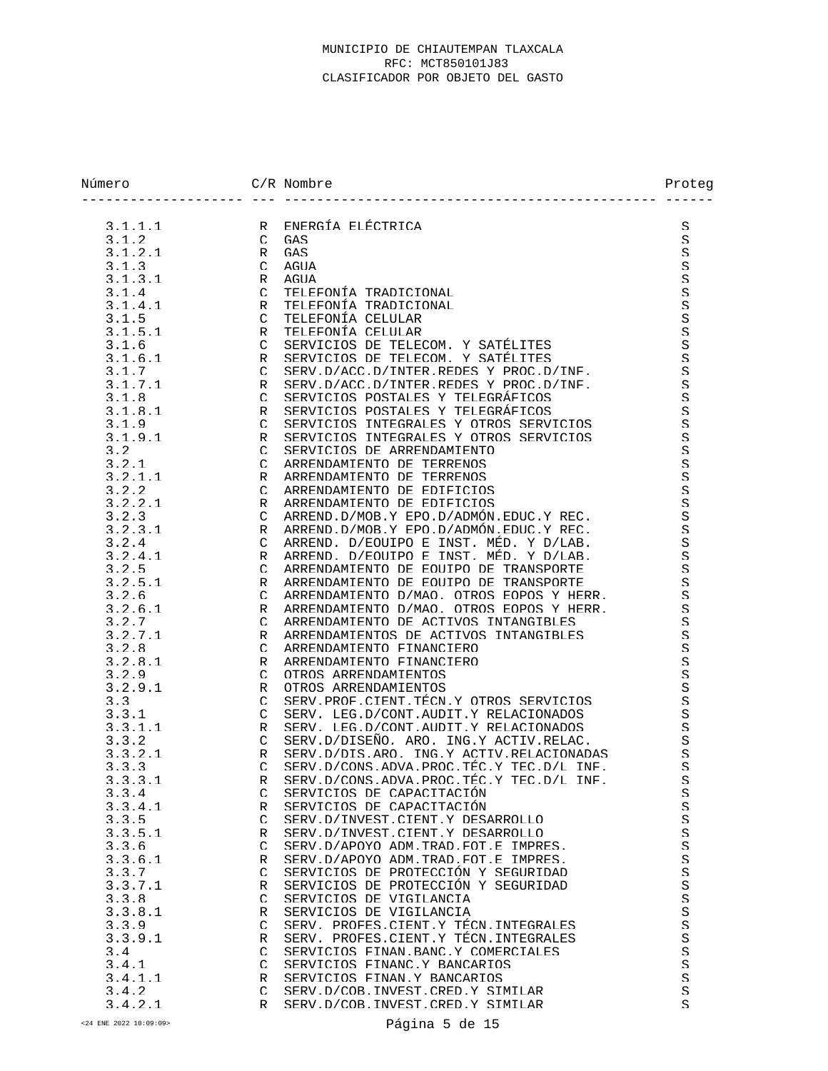MUNICIPIO DE CHIAUTEMPAN TLAXCALA
RFC: MCT850101J83
CLASIFICADOR POR OBJETO DEL GASTO

| Número | C/R | Nombre | Proteg |
|---|---|---|---|
| 3.1.1.1 | R | ENERGÍA ELÉCTRICA | S |
| 3.1.2 | C | GAS | S |
| 3.1.2.1 | R | GAS | S |
| 3.1.3 | C | AGUA | S |
| 3.1.3.1 | R | AGUA | S |
| 3.1.4 | C | TELEFONÍA TRADICIONAL | S |
| 3.1.4.1 | R | TELEFONÍA TRADICIONAL | S |
| 3.1.5 | C | TELEFONÍA CELULAR | S |
| 3.1.5.1 | R | TELEFONÍA CELULAR | S |
| 3.1.6 | C | SERVICIOS DE TELECOM. Y SATÉLITES | S |
| 3.1.6.1 | R | SERVICIOS DE TELECOM. Y SATÉLITES | S |
| 3.1.7 | C | SERV.D/ACC.D/INTER.REDES Y PROC.D/INF. | S |
| 3.1.7.1 | R | SERV.D/ACC.D/INTER.REDES Y PROC.D/INF. | S |
| 3.1.8 | C | SERVICIOS POSTALES Y TELEGRÁFICOS | S |
| 3.1.8.1 | R | SERVICIOS POSTALES Y TELEGRÁFICOS | S |
| 3.1.9 | C | SERVICIOS INTEGRALES Y OTROS SERVICIOS | S |
| 3.1.9.1 | R | SERVICIOS INTEGRALES Y OTROS SERVICIOS | S |
| 3.2 | C | SERVICIOS DE ARRENDAMIENTO | S |
| 3.2.1 | C | ARRENDAMIENTO DE TERRENOS | S |
| 3.2.1.1 | R | ARRENDAMIENTO DE TERRENOS | S |
| 3.2.2 | C | ARRENDAMIENTO DE EDIFICIOS | S |
| 3.2.2.1 | R | ARRENDAMIENTO DE EDIFICIOS | S |
| 3.2.3 | C | ARREND.D/MOB.Y EPO.D/ADMÓN.EDUC.Y REC. | S |
| 3.2.3.1 | R | ARREND.D/MOB.Y EPO.D/ADMÓN.EDUC.Y REC. | S |
| 3.2.4 | C | ARREND. D/EQUIPO E INST. MÉD. Y D/LAB. | S |
| 3.2.4.1 | R | ARREND. D/EQUIPO E INST. MÉD. Y D/LAB. | S |
| 3.2.5 | C | ARRENDAMIENTO DE EQUIPO DE TRANSPORTE | S |
| 3.2.5.1 | R | ARRENDAMIENTO DE EQUIPO DE TRANSPORTE | S |
| 3.2.6 | C | ARRENDAMIENTO D/MAQ. OTROS EQPOS Y HERR. | S |
| 3.2.6.1 | R | ARRENDAMIENTO D/MAQ. OTROS EQPOS Y HERR. | S |
| 3.2.7 | C | ARRENDAMIENTO DE ACTIVOS INTANGIBLES | S |
| 3.2.7.1 | R | ARRENDAMIENTOS DE ACTIVOS INTANGIBLES | S |
| 3.2.8 | C | ARRENDAMIENTO FINANCIERO | S |
| 3.2.8.1 | R | ARRENDAMIENTO FINANCIERO | S |
| 3.2.9 | C | OTROS ARRENDAMIENTOS | S |
| 3.2.9.1 | R | OTROS ARRENDAMIENTOS | S |
| 3.3 | C | SERV.PROF.CIENT.TÉCN.Y OTROS SERVICIOS | S |
| 3.3.1 | C | SERV. LEG.D/CONT.AUDIT.Y RELACIONADOS | S |
| 3.3.1.1 | R | SERV. LEG.D/CONT.AUDIT.Y RELACIONADOS | S |
| 3.3.2 | C | SERV.D/DISEÑO, ARQ. ING.Y ACTIV.RELAC. | S |
| 3.3.2.1 | R | SERV.D/DIS.ARQ. ING.Y ACTIV.RELACIONADAS | S |
| 3.3.3 | C | SERV.D/CONS.ADVA.PROC.TÉC.Y TEC.D/L INF. | S |
| 3.3.3.1 | R | SERV.D/CONS.ADVA.PROC.TÉC.Y TEC.D/L INF. | S |
| 3.3.4 | C | SERVICIOS DE CAPACITACIÓN | S |
| 3.3.4.1 | R | SERVICIOS DE CAPACITACIÓN | S |
| 3.3.5 | C | SERV.D/INVEST.CIENT.Y DESARROLLO | S |
| 3.3.5.1 | R | SERV.D/INVEST.CIENT.Y DESARROLLO | S |
| 3.3.6 | C | SERV.D/APOYO ADM.TRAD.FOT.E IMPRES. | S |
| 3.3.6.1 | R | SERV.D/APOYO ADM.TRAD.FOT.E IMPRES. | S |
| 3.3.7 | C | SERVICIOS DE PROTECCIÓN Y SEGURIDAD | S |
| 3.3.7.1 | R | SERVICIOS DE PROTECCIÓN Y SEGURIDAD | S |
| 3.3.8 | C | SERVICIOS DE VIGILANCIA | S |
| 3.3.8.1 | R | SERVICIOS DE VIGILANCIA | S |
| 3.3.9 | C | SERV. PROFES.CIENT.Y TÉCN.INTEGRALES | S |
| 3.3.9.1 | R | SERV. PROFES.CIENT.Y TÉCN.INTEGRALES | S |
| 3.4 | C | SERVICIOS FINAN.BANC.Y COMERCIALES | S |
| 3.4.1 | C | SERVICIOS FINANC.Y BANCARIOS | S |
| 3.4.1.1 | R | SERVICIOS FINAN.Y BANCARIOS | S |
| 3.4.2 | C | SERV.D/COB.INVEST.CRED.Y SIMILAR | S |
| 3.4.2.1 | R | SERV.D/COB.INVEST.CRED.Y SIMILAR | S |

<24 ENE 2022 10:09:09>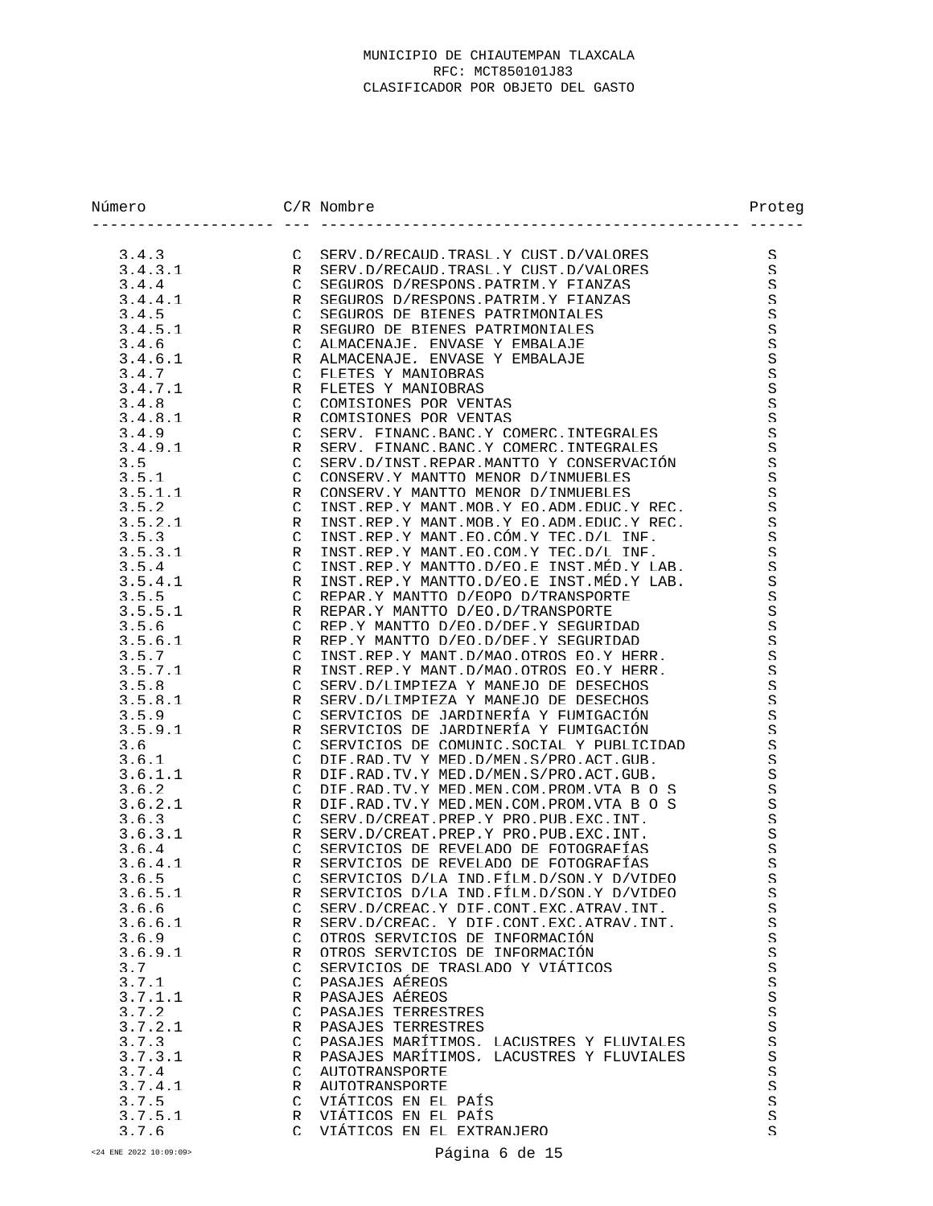MUNICIPIO DE CHIAUTEMPAN TLAXCALA
RFC: MCT850101J83
CLASIFICADOR POR OBJETO DEL GASTO

| Número | C/R | Nombre | Proteg |
|---|---|---|---|
| 3.4.3 | C | SERV.D/RECAUD.TRASL.Y CUST.D/VALORES | S |
| 3.4.3.1 | R | SERV.D/RECAUD.TRASL.Y CUST.D/VALORES | S |
| 3.4.4 | C | SEGUROS D/RESPONS.PATRIM.Y FIANZAS | S |
| 3.4.4.1 | R | SEGUROS D/RESPONS.PATRIM.Y FIANZAS | S |
| 3.4.5 | C | SEGUROS DE BIENES PATRIMONIALES | S |
| 3.4.5.1 | R | SEGURO DE BIENES PATRIMONIALES | S |
| 3.4.6 | C | ALMACENAJE, ENVASE Y EMBALAJE | S |
| 3.4.6.1 | R | ALMACENAJE, ENVASE Y EMBALAJE | S |
| 3.4.7 | C | FLETES Y MANIOBRAS | S |
| 3.4.7.1 | R | FLETES Y MANIOBRAS | S |
| 3.4.8 | C | COMISIONES POR VENTAS | S |
| 3.4.8.1 | R | COMISIONES POR VENTAS | S |
| 3.4.9 | C | SERV. FINANC.BANC.Y COMERC.INTEGRALES | S |
| 3.4.9.1 | R | SERV. FINANC.BANC.Y COMERC.INTEGRALES | S |
| 3.5 | C | SERV.D/INST.REPAR.MANTTO Y CONSERVACIÓN | S |
| 3.5.1 | C | CONSERV.Y MANTTO MENOR D/INMUEBLES | S |
| 3.5.1.1 | R | CONSERV.Y MANTTO MENOR D/INMUEBLES | S |
| 3.5.2 | C | INST.REP.Y MANT.MOB.Y EQ.ADM.EDUC.Y REC. | S |
| 3.5.2.1 | R | INST.REP.Y MANT.MOB.Y EQ.ADM.EDUC.Y REC. | S |
| 3.5.3 | C | INST.REP.Y MANT.EQ.CÓM.Y TEC.D/L INF. | S |
| 3.5.3.1 | R | INST.REP.Y MANT.EQ.COM.Y TEC.D/L INF. | S |
| 3.5.4 | C | INST.REP.Y MANTTO.D/EQ.E INST.MÉD.Y LAB. | S |
| 3.5.4.1 | R | INST.REP.Y MANTTO.D/EQ.E INST.MÉD.Y LAB. | S |
| 3.5.5 | C | REPAR.Y MANTTO D/EQPO D/TRANSPORTE | S |
| 3.5.5.1 | R | REPAR.Y MANTTO D/EQ.D/TRANSPORTE | S |
| 3.5.6 | C | REP.Y MANTTO D/EQ.D/DEF.Y SEGURIDAD | S |
| 3.5.6.1 | R | REP.Y MANTTO D/EQ.D/DEF.Y SEGURIDAD | S |
| 3.5.7 | C | INST.REP.Y MANT.D/MAQ.OTROS EQ.Y HERR. | S |
| 3.5.7.1 | R | INST.REP.Y MANT.D/MAQ.OTROS EQ.Y HERR. | S |
| 3.5.8 | C | SERV.D/LIMPIEZA Y MANEJO DE DESECHOS | S |
| 3.5.8.1 | R | SERV.D/LIMPIEZA Y MANEJO DE DESECHOS | S |
| 3.5.9 | C | SERVICIOS DE JARDINERÍA Y FUMIGACIÓN | S |
| 3.5.9.1 | R | SERVICIOS DE JARDINERÍA Y FUMIGACIÓN | S |
| 3.6 | C | SERVICIOS DE COMUNIC.SOCIAL Y PUBLICIDAD | S |
| 3.6.1 | C | DIF.RAD.TV Y MED.D/MEN.S/PRO.ACT.GUB. | S |
| 3.6.1.1 | R | DIF.RAD.TV.Y MED.D/MEN.S/PRO.ACT.GUB. | S |
| 3.6.2 | C | DIF.RAD.TV.Y MED.MEN.COM.PROM.VTA B O S | S |
| 3.6.2.1 | R | DIF.RAD.TV.Y MED.MEN.COM.PROM.VTA B O S | S |
| 3.6.3 | C | SERV.D/CREAT.PREP.Y PRO.PUB.EXC.INT. | S |
| 3.6.3.1 | R | SERV.D/CREAT.PREP.Y PRO.PUB.EXC.INT. | S |
| 3.6.4 | C | SERVICIOS DE REVELADO DE FOTOGRAFÍAS | S |
| 3.6.4.1 | R | SERVICIOS DE REVELADO DE FOTOGRAFÍAS | S |
| 3.6.5 | C | SERVICIOS D/LA IND.FÍLM.D/SON.Y D/VIDEO | S |
| 3.6.5.1 | R | SERVICIOS D/LA IND.FÍLM.D/SON.Y D/VIDEO | S |
| 3.6.6 | C | SERV.D/CREAC.Y DIF.CONT.EXC.ATRAV.INT. | S |
| 3.6.6.1 | R | SERV.D/CREAC. Y DIF.CONT.EXC.ATRAV.INT. | S |
| 3.6.9 | C | OTROS SERVICIOS DE INFORMACIÓN | S |
| 3.6.9.1 | R | OTROS SERVICIOS DE INFORMACIÓN | S |
| 3.7 | C | SERVICIOS DE TRASLADO Y VIÁTICOS | S |
| 3.7.1 | C | PASAJES AÉREOS | S |
| 3.7.1.1 | R | PASAJES AÉREOS | S |
| 3.7.2 | C | PASAJES TERRESTRES | S |
| 3.7.2.1 | R | PASAJES TERRESTRES | S |
| 3.7.3 | C | PASAJES MARÍTIMOS, LACUSTRES Y FLUVIALES | S |
| 3.7.3.1 | R | PASAJES MARÍTIMOS, LACUSTRES Y FLUVIALES | S |
| 3.7.4 | C | AUTOTRANSPORTE | S |
| 3.7.4.1 | R | AUTOTRANSPORTE | S |
| 3.7.5 | C | VIÁTICOS EN EL PAÍS | S |
| 3.7.5.1 | R | VIÁTICOS EN EL PAÍS | S |
| 3.7.6 | C | VIÁTICOS EN EL EXTRANJERO | S |

<24 ENE 2022 10:09:09>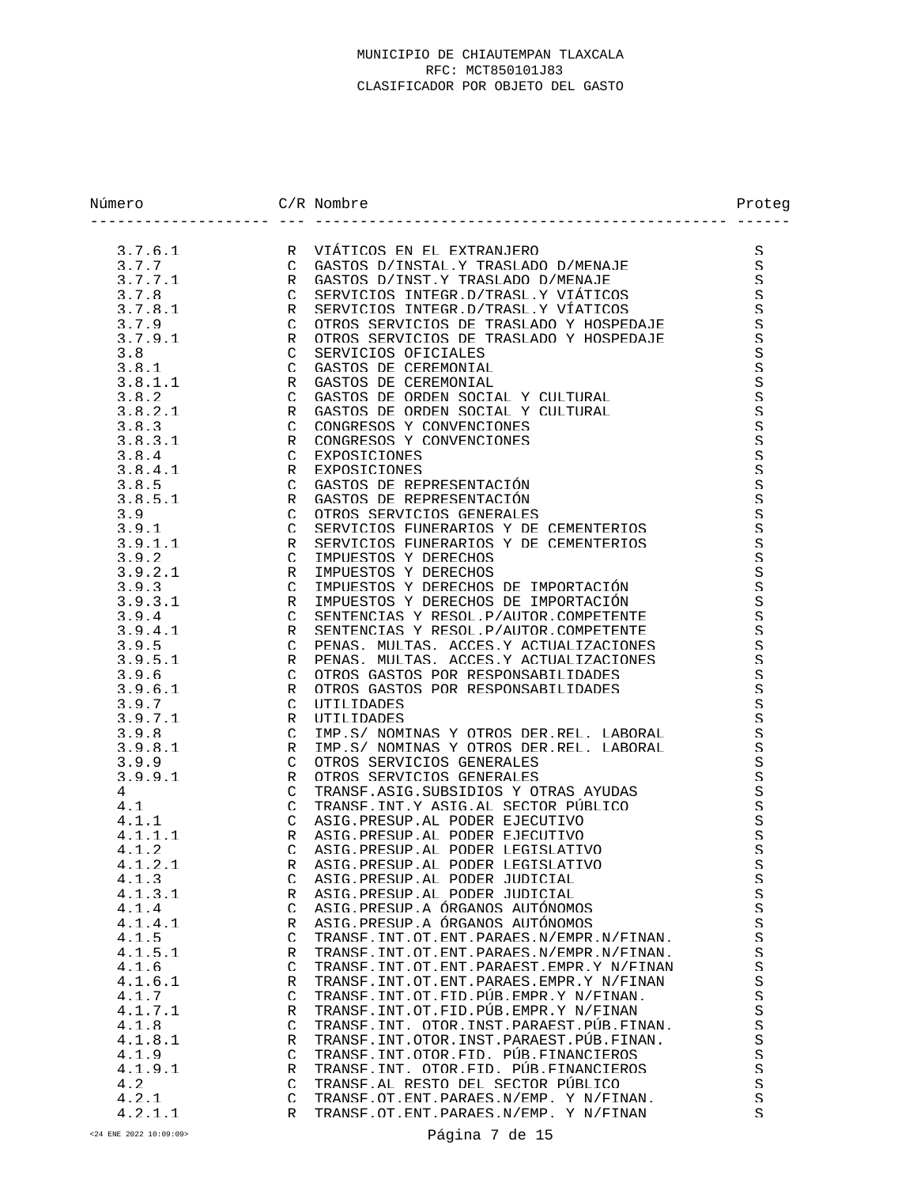MUNICIPIO DE CHIAUTEMPAN TLAXCALA
RFC: MCT850101J83
CLASIFICADOR POR OBJETO DEL GASTO

| Número | C/R | Nombre | Proteg |
|---|---|---|---|
| 3.7.6.1 | R | VIÁTICOS EN EL EXTRANJERO | S |
| 3.7.7 | C | GASTOS D/INSTAL.Y TRASLADO D/MENAJE | S |
| 3.7.7.1 | R | GASTOS D/INST.Y TRASLADO D/MENAJE | S |
| 3.7.8 | C | SERVICIOS INTEGR.D/TRASL.Y VIÁTICOS | S |
| 3.7.8.1 | R | SERVICIOS INTEGR.D/TRASL.Y VÍATICOS | S |
| 3.7.9 | C | OTROS SERVICIOS DE TRASLADO Y HOSPEDAJE | S |
| 3.7.9.1 | R | OTROS SERVICIOS DE TRASLADO Y HOSPEDAJE | S |
| 3.8 | C | SERVICIOS OFICIALES | S |
| 3.8.1 | C | GASTOS DE CEREMONIAL | S |
| 3.8.1.1 | R | GASTOS DE CEREMONIAL | S |
| 3.8.2 | C | GASTOS DE ORDEN SOCIAL Y CULTURAL | S |
| 3.8.2.1 | R | GASTOS DE ORDEN SOCIAL Y CULTURAL | S |
| 3.8.3 | C | CONGRESOS Y CONVENCIONES | S |
| 3.8.3.1 | R | CONGRESOS Y CONVENCIONES | S |
| 3.8.4 | C | EXPOSICIONES | S |
| 3.8.4.1 | R | EXPOSICIONES | S |
| 3.8.5 | C | GASTOS DE REPRESENTACIÓN | S |
| 3.8.5.1 | R | GASTOS DE REPRESENTACIÓN | S |
| 3.9 | C | OTROS SERVICIOS GENERALES | S |
| 3.9.1 | C | SERVICIOS FUNERARIOS Y DE CEMENTERIOS | S |
| 3.9.1.1 | R | SERVICIOS FUNERARIOS Y DE CEMENTERIOS | S |
| 3.9.2 | C | IMPUESTOS Y DERECHOS | S |
| 3.9.2.1 | R | IMPUESTOS Y DERECHOS | S |
| 3.9.3 | C | IMPUESTOS Y DERECHOS DE IMPORTACIÓN | S |
| 3.9.3.1 | R | IMPUESTOS Y DERECHOS DE IMPORTACIÓN | S |
| 3.9.4 | C | SENTENCIAS Y RESOL.P/AUTOR.COMPETENTE | S |
| 3.9.4.1 | R | SENTENCIAS Y RESOL.P/AUTOR.COMPETENTE | S |
| 3.9.5 | C | PENAS, MULTAS, ACCES.Y ACTUALIZACIONES | S |
| 3.9.5.1 | R | PENAS, MULTAS, ACCES.Y ACTUALIZACIONES | S |
| 3.9.6 | C | OTROS GASTOS POR RESPONSABILIDADES | S |
| 3.9.6.1 | R | OTROS GASTOS POR RESPONSABILIDADES | S |
| 3.9.7 | C | UTILIDADES | S |
| 3.9.7.1 | R | UTILIDADES | S |
| 3.9.8 | C | IMP.S/ NOMINAS Y OTROS DER.REL. LABORAL | S |
| 3.9.8.1 | R | IMP.S/ NOMINAS Y OTROS DER.REL. LABORAL | S |
| 3.9.9 | C | OTROS SERVICIOS GENERALES | S |
| 3.9.9.1 | R | OTROS SERVICIOS GENERALES | S |
| 4 | C | TRANSF.ASIG.SUBSIDIOS Y OTRAS AYUDAS | S |
| 4.1 | C | TRANSF.INT.Y ASIG.AL SECTOR PÚBLICO | S |
| 4.1.1 | C | ASIG.PRESUP.AL PODER EJECUTIVO | S |
| 4.1.1.1 | R | ASIG.PRESUP.AL PODER EJECUTIVO | S |
| 4.1.2 | C | ASIG.PRESUP.AL PODER LEGISLATIVO | S |
| 4.1.2.1 | R | ASIG.PRESUP.AL PODER LEGISLATIVO | S |
| 4.1.3 | C | ASIG.PRESUP.AL PODER JUDICIAL | S |
| 4.1.3.1 | R | ASIG.PRESUP.AL PODER JUDICIAL | S |
| 4.1.4 | C | ASIG.PRESUP.A ÓRGANOS AUTÓNOMOS | S |
| 4.1.4.1 | R | ASIG.PRESUP.A ÓRGANOS AUTÓNOMOS | S |
| 4.1.5 | C | TRANSF.INT.OT.ENT.PARAES.N/EMPR.N/FINAN. | S |
| 4.1.5.1 | R | TRANSF.INT.OT.ENT.PARAES.N/EMPR.N/FINAN. | S |
| 4.1.6 | C | TRANSF.INT.OT.ENT.PARAEST.EMPR.Y N/FINAN | S |
| 4.1.6.1 | R | TRANSF.INT.OT.ENT.PARAES.EMPR.Y N/FINAN | S |
| 4.1.7 | C | TRANSF.INT.OT.FID.PÚB.EMPR.Y N/FINAN. | S |
| 4.1.7.1 | R | TRANSF.INT.OT.FID.PÚB.EMPR.Y N/FINAN | S |
| 4.1.8 | C | TRANSF.INT. OTOR.INST.PARAEST.PÚB.FINAN. | S |
| 4.1.8.1 | R | TRANSF.INT.OTOR.INST.PARAEST.PÚB.FINAN. | S |
| 4.1.9 | C | TRANSF.INT.OTOR.FID. PÚB.FINANCIEROS | S |
| 4.1.9.1 | R | TRANSF.INT. OTOR.FID. PÚB.FINANCIEROS | S |
| 4.2 | C | TRANSF.AL RESTO DEL SECTOR PÚBLICO | S |
| 4.2.1 | C | TRANSF.OT.ENT.PARAES.N/EMP. Y N/FINAN. | S |
| 4.2.1.1 | R | TRANSF.OT.ENT.PARAES.N/EMP. Y N/FINAN | S |

<24 ENE 2022 10:09:09>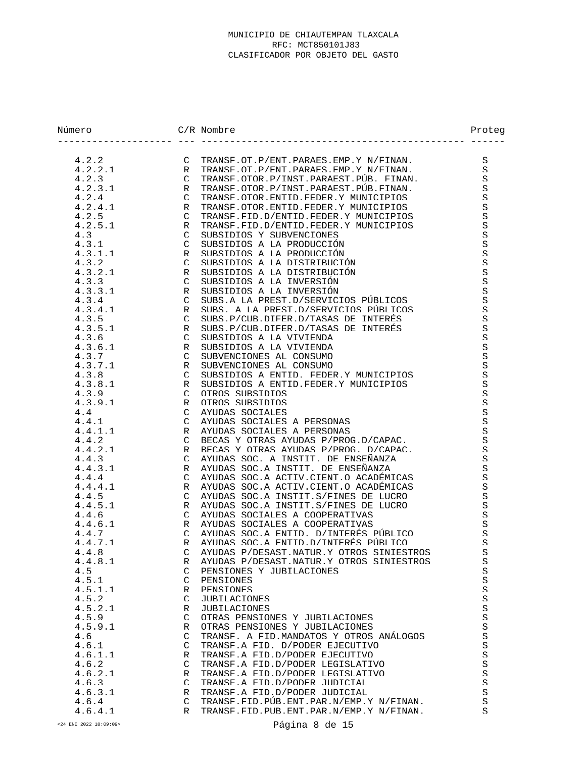MUNICIPIO DE CHIAUTEMPAN TLAXCALA
RFC: MCT850101J83
CLASIFICADOR POR OBJETO DEL GASTO

| Número | C/R | Nombre | Proteg |
|---|---|---|---|
| 4.2.2 | C | TRANSF.OT.P/ENT.PARAES.EMP.Y N/FINAN. | S |
| 4.2.2.1 | R | TRANSF.OT.P/ENT.PARAES.EMP.Y N/FINAN. | S |
| 4.2.3 | C | TRANSF.OTOR.P/INST.PARAEST.PÚB. FINAN. | S |
| 4.2.3.1 | R | TRANSF.OTOR.P/INST.PARAEST.PÚB.FINAN. | S |
| 4.2.4 | C | TRANSF.OTOR.ENTID.FEDER.Y MUNICIPIOS | S |
| 4.2.4.1 | R | TRANSF.OTOR.ENTID.FEDER.Y MUNICIPIOS | S |
| 4.2.5 | C | TRANSF.FID.D/ENTID.FEDER.Y MUNICIPIOS | S |
| 4.2.5.1 | R | TRANSF.FID.D/ENTID.FEDER.Y MUNICIPIOS | S |
| 4.3 | C | SUBSIDIOS Y SUBVENCIONES | S |
| 4.3.1 | C | SUBSIDIOS A LA PRODUCCIÓN | S |
| 4.3.1.1 | R | SUBSIDIOS A LA PRODUCCIÓN | S |
| 4.3.2 | C | SUBSIDIOS A LA DISTRIBUCIÓN | S |
| 4.3.2.1 | R | SUBSIDIOS A LA DISTRIBUCIÓN | S |
| 4.3.3 | C | SUBSIDIOS A LA INVERSIÓN | S |
| 4.3.3.1 | R | SUBSIDIOS A LA INVERSIÓN | S |
| 4.3.4 | C | SUBS.A LA PREST.D/SERVICIOS PÚBLICOS | S |
| 4.3.4.1 | R | SUBS. A LA PREST.D/SERVICIOS PÚBLICOS | S |
| 4.3.5 | C | SUBS.P/CUB.DIFER.D/TASAS DE INTERÉS | S |
| 4.3.5.1 | R | SUBS.P/CUB.DIFER.D/TASAS DE INTERÉS | S |
| 4.3.6 | C | SUBSIDIOS A LA VIVIENDA | S |
| 4.3.6.1 | R | SUBSIDIOS A LA VIVIENDA | S |
| 4.3.7 | C | SUBVENCIONES AL CONSUMO | S |
| 4.3.7.1 | R | SUBVENCIONES AL CONSUMO | S |
| 4.3.8 | C | SUBSIDIOS A ENTID. FEDER.Y MUNICIPIOS | S |
| 4.3.8.1 | R | SUBSIDIOS A ENTID.FEDER.Y MUNICIPIOS | S |
| 4.3.9 | C | OTROS SUBSIDIOS | S |
| 4.3.9.1 | R | OTROS SUBSIDIOS | S |
| 4.4 | C | AYUDAS SOCIALES | S |
| 4.4.1 | C | AYUDAS SOCIALES A PERSONAS | S |
| 4.4.1.1 | R | AYUDAS SOCIALES A PERSONAS | S |
| 4.4.2 | C | BECAS Y OTRAS AYUDAS P/PROG.D/CAPAC. | S |
| 4.4.2.1 | R | BECAS Y OTRAS AYUDAS P/PROG. D/CAPAC. | S |
| 4.4.3 | C | AYUDAS SOC. A INSTIT. DE ENSEÑANZA | S |
| 4.4.3.1 | R | AYUDAS SOC.A INSTIT. DE ENSEÑANZA | S |
| 4.4.4 | C | AYUDAS SOC.A ACTIV.CIENT.O ACADÉMICAS | S |
| 4.4.4.1 | R | AYUDAS SOC.A ACTIV.CIENT.O ACADÉMICAS | S |
| 4.4.5 | C | AYUDAS SOC.A INSTIT.S/FINES DE LUCRO | S |
| 4.4.5.1 | R | AYUDAS SOC.A INSTIT.S/FINES DE LUCRO | S |
| 4.4.6 | C | AYUDAS SOCIALES A COOPERATIVAS | S |
| 4.4.6.1 | R | AYUDAS SOCIALES A COOPERATIVAS | S |
| 4.4.7 | C | AYUDAS SOC.A ENTID. D/INTERÉS PÚBLICO | S |
| 4.4.7.1 | R | AYUDAS SOC.A ENTID.D/INTERÉS PÚBLICO | S |
| 4.4.8 | C | AYUDAS P/DESAST.NATUR.Y OTROS SINIESTROS | S |
| 4.4.8.1 | R | AYUDAS P/DESAST.NATUR.Y OTROS SINIESTROS | S |
| 4.5 | C | PENSIONES Y JUBILACIONES | S |
| 4.5.1 | C | PENSIONES | S |
| 4.5.1.1 | R | PENSIONES | S |
| 4.5.2 | C | JUBILACIONES | S |
| 4.5.2.1 | R | JUBILACIONES | S |
| 4.5.9 | C | OTRAS PENSIONES Y JUBILACIONES | S |
| 4.5.9.1 | R | OTRAS PENSIONES Y JUBILACIONES | S |
| 4.6 | C | TRANSF. A FID.MANDATOS Y OTROS ANÁLOGOS | S |
| 4.6.1 | C | TRANSF.A FID. D/PODER EJECUTIVO | S |
| 4.6.1.1 | R | TRANSF.A FID.D/PODER EJECUTIVO | S |
| 4.6.2 | C | TRANSF.A FID.D/PODER LEGISLATIVO | S |
| 4.6.2.1 | R | TRANSF.A FID.D/PODER LEGISLATIVO | S |
| 4.6.3 | C | TRANSF.A FID.D/PODER JUDICIAL | S |
| 4.6.3.1 | R | TRANSF.A FID.D/PODER JUDICIAL | S |
| 4.6.4 | C | TRANSF.FID.PÚB.ENT.PAR.N/EMP.Y N/FINAN. | S |
| 4.6.4.1 | R | TRANSF.FID.PUB.ENT.PAR.N/EMP.Y N/FINAN. | S |

<24 ENE 2022 10:09:09>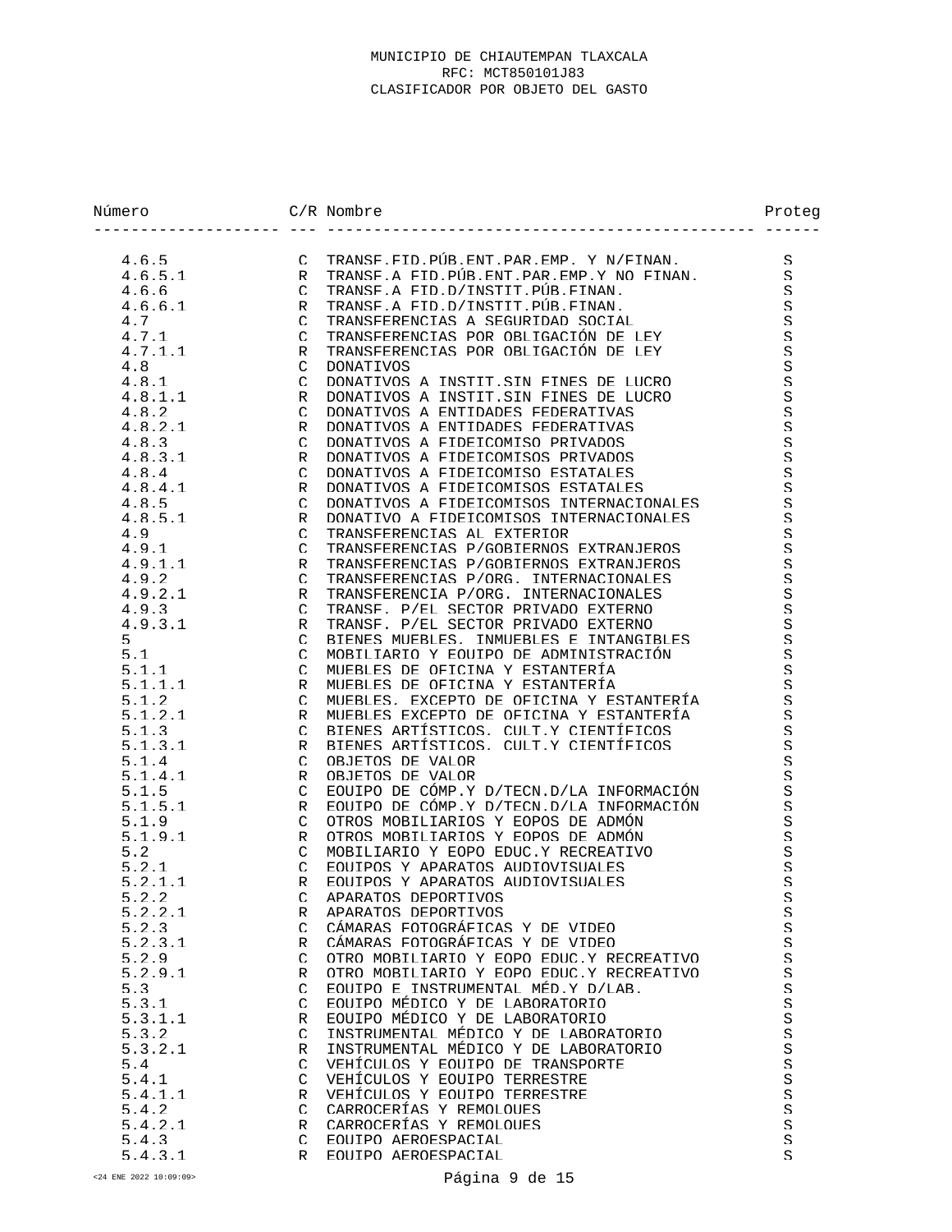MUNICIPIO DE CHIAUTEMPAN TLAXCALA
RFC: MCT850101J83
CLASIFICADOR POR OBJETO DEL GASTO

| Número | C/R | Nombre | Proteg |
|---|---|---|---|
| 4.6.5 | C | TRANSF.FID.PÚB.ENT.PAR.EMP. Y N/FINAN. | S |
| 4.6.5.1 | R | TRANSF.A FID.PÚB.ENT.PAR.EMP.Y NO FINAN. | S |
| 4.6.6 | C | TRANSF.A FID.D/INSTIT.PÚB.FINAN. | S |
| 4.6.6.1 | R | TRANSF.A FID.D/INSTIT.PÚB.FINAN. | S |
| 4.7 | C | TRANSFERENCIAS A SEGURIDAD SOCIAL | S |
| 4.7.1 | C | TRANSFERENCIAS POR OBLIGACIÓN DE LEY | S |
| 4.7.1.1 | R | TRANSFERENCIAS POR OBLIGACIÓN DE LEY | S |
| 4.8 | C | DONATIVOS | S |
| 4.8.1 | C | DONATIVOS A INSTIT.SIN FINES DE LUCRO | S |
| 4.8.1.1 | R | DONATIVOS A INSTIT.SIN FINES DE LUCRO | S |
| 4.8.2 | C | DONATIVOS A ENTIDADES FEDERATIVAS | S |
| 4.8.2.1 | R | DONATIVOS A ENTIDADES FEDERATIVAS | S |
| 4.8.3 | C | DONATIVOS A FIDEICOMISO PRIVADOS | S |
| 4.8.3.1 | R | DONATIVOS A FIDEICOMISOS PRIVADOS | S |
| 4.8.4 | C | DONATIVOS A FIDEICOMISO ESTATALES | S |
| 4.8.4.1 | R | DONATIVOS A FIDEICOMISOS ESTATALES | S |
| 4.8.5 | C | DONATIVOS A FIDEICOMISOS INTERNACIONALES | S |
| 4.8.5.1 | R | DONATIVO A FIDEICOMISOS INTERNACIONALES | S |
| 4.9 | C | TRANSFERENCIAS AL EXTERIOR | S |
| 4.9.1 | C | TRANSFERENCIAS P/GOBIERNOS EXTRANJEROS | S |
| 4.9.1.1 | R | TRANSFERENCIAS P/GOBIERNOS EXTRANJEROS | S |
| 4.9.2 | C | TRANSFERENCIAS P/ORG. INTERNACIONALES | S |
| 4.9.2.1 | R | TRANSFERENCIA P/ORG. INTERNACIONALES | S |
| 4.9.3 | C | TRANSF. P/EL SECTOR PRIVADO EXTERNO | S |
| 4.9.3.1 | R | TRANSF. P/EL SECTOR PRIVADO EXTERNO | S |
| 5 | C | BIENES MUEBLES, INMUEBLES E INTANGIBLES | S |
| 5.1 | C | MOBILIARIO Y EQUIPO DE ADMINISTRACIÓN | S |
| 5.1.1 | C | MUEBLES DE OFICINA Y ESTANTERÍA | S |
| 5.1.1.1 | R | MUEBLES DE OFICINA Y ESTANTERÍA | S |
| 5.1.2 | C | MUEBLES, EXCEPTO DE OFICINA Y ESTANTERÍA | S |
| 5.1.2.1 | R | MUEBLES EXCEPTO DE OFICINA Y ESTANTERÍA | S |
| 5.1.3 | C | BIENES ARTÍSTICOS, CULT.Y CIENTÍFICOS | S |
| 5.1.3.1 | R | BIENES ARTÍSTICOS, CULT.Y CIENTÍFICOS | S |
| 5.1.4 | C | OBJETOS DE VALOR | S |
| 5.1.4.1 | R | OBJETOS DE VALOR | S |
| 5.1.5 | C | EQUIPO DE CÓMP.Y D/TECN.D/LA INFORMACIÓN | S |
| 5.1.5.1 | R | EQUIPO DE CÓMP.Y D/TECN.D/LA INFORMACIÓN | S |
| 5.1.9 | C | OTROS MOBILIARIOS Y EQPOS DE ADMÓN | S |
| 5.1.9.1 | R | OTROS MOBILIARIOS Y EQPOS DE ADMÓN | S |
| 5.2 | C | MOBILIARIO Y EQPO EDUC.Y RECREATIVO | S |
| 5.2.1 | C | EQUIPOS Y APARATOS AUDIOVISUALES | S |
| 5.2.1.1 | R | EQUIPOS Y APARATOS AUDIOVISUALES | S |
| 5.2.2 | C | APARATOS DEPORTIVOS | S |
| 5.2.2.1 | R | APARATOS DEPORTIVOS | S |
| 5.2.3 | C | CÁMARAS FOTOGRÁFICAS Y DE VIDEO | S |
| 5.2.3.1 | R | CÁMARAS FOTOGRÁFICAS Y DE VIDEO | S |
| 5.2.9 | C | OTRO MOBILIARIO Y EQPO EDUC.Y RECREATIVO | S |
| 5.2.9.1 | R | OTRO MOBILIARIO Y EQPO EDUC.Y RECREATIVO | S |
| 5.3 | C | EQUIPO E INSTRUMENTAL MÉD.Y D/LAB. | S |
| 5.3.1 | C | EQUIPO MÉDICO Y DE LABORATORIO | S |
| 5.3.1.1 | R | EQUIPO MÉDICO Y DE LABORATORIO | S |
| 5.3.2 | C | INSTRUMENTAL MÉDICO Y DE LABORATORIO | S |
| 5.3.2.1 | R | INSTRUMENTAL MÉDICO Y DE LABORATORIO | S |
| 5.4 | C | VEHÍCULOS Y EQUIPO DE TRANSPORTE | S |
| 5.4.1 | C | VEHÍCULOS Y EQUIPO TERRESTRE | S |
| 5.4.1.1 | R | VEHÍCULOS Y EQUIPO TERRESTRE | S |
| 5.4.2 | C | CARROCERÍAS Y REMOLQUES | S |
| 5.4.2.1 | R | CARROCERÍAS Y REMOLQUES | S |
| 5.4.3 | C | EQUIPO AEROESPACIAL | S |
| 5.4.3.1 | R | EQUIPO AEROESPACIAL | S |

<24 ENE 2022 10:09:09>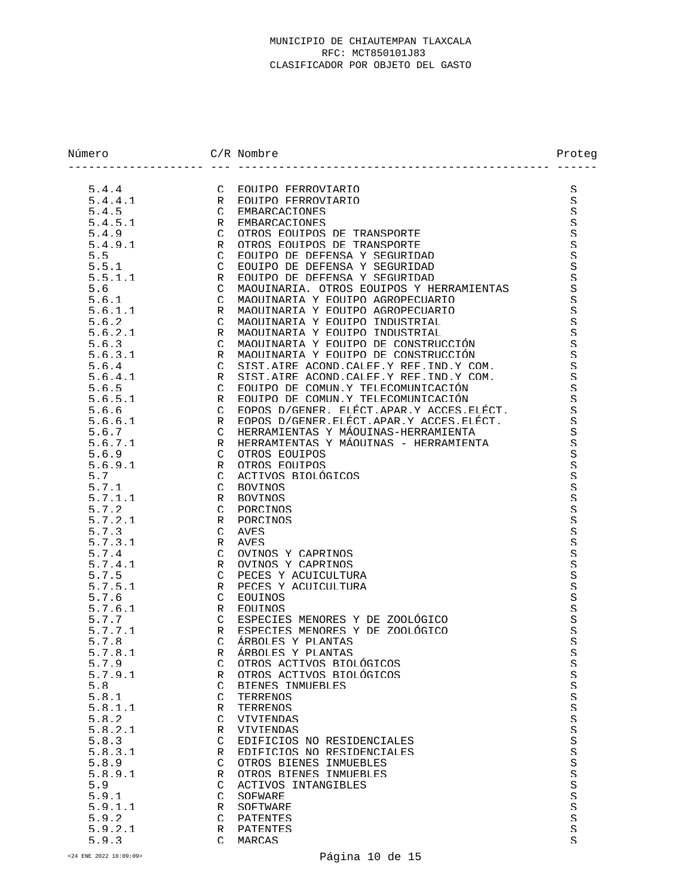MUNICIPIO DE CHIAUTEMPAN TLAXCALA
RFC: MCT850101J83
CLASIFICADOR POR OBJETO DEL GASTO

| Número | C/R | Nombre | Proteg |
|---|---|---|---|
| 5.4.4 | C | EQUIPO FERROVIARIO | S |
| 5.4.4.1 | R | EQUIPO FERROVIARIO | S |
| 5.4.5 | C | EMBARCACIONES | S |
| 5.4.5.1 | R | EMBARCACIONES | S |
| 5.4.9 | C | OTROS EQUIPOS DE TRANSPORTE | S |
| 5.4.9.1 | R | OTROS EQUIPOS DE TRANSPORTE | S |
| 5.5 | C | EQUIPO DE DEFENSA Y SEGURIDAD | S |
| 5.5.1 | C | EQUIPO DE DEFENSA Y SEGURIDAD | S |
| 5.5.1.1 | R | EQUIPO DE DEFENSA Y SEGURIDAD | S |
| 5.6 | C | MAQUINARIA, OTROS EQUIPOS Y HERRAMIENTAS | S |
| 5.6.1 | C | MAQUINARIA Y EQUIPO AGROPECUARIO | S |
| 5.6.1.1 | R | MAQUINARIA Y EQUIPO AGROPECUARIO | S |
| 5.6.2 | C | MAQUINARIA Y EQUIPO INDUSTRIAL | S |
| 5.6.2.1 | R | MAQUINARIA Y EQUIPO INDUSTRIAL | S |
| 5.6.3 | C | MAQUINARIA Y EQUIPO DE CONSTRUCCIÓN | S |
| 5.6.3.1 | R | MAQUINARIA Y EQUIPO DE CONSTRUCCIÓN | S |
| 5.6.4 | C | SIST.AIRE ACOND.CALEF.Y REF.IND.Y COM. | S |
| 5.6.4.1 | R | SIST.AIRE ACOND.CALEF.Y REF.IND.Y COM. | S |
| 5.6.5 | C | EQUIPO DE COMUN.Y TELECOMUNICACIÓN | S |
| 5.6.5.1 | R | EQUIPO DE COMUN.Y TELECOMUNICACIÓN | S |
| 5.6.6 | C | EQPOS D/GENER. ELÉCT.APAR.Y ACCES.ELÉCT. | S |
| 5.6.6.1 | R | EQPOS D/GENER.ELÉCT.APAR.Y ACCES.ELÉCT. | S |
| 5.6.7 | C | HERRAMIENTAS Y MÁQUINAS-HERRAMIENTA | S |
| 5.6.7.1 | R | HERRAMIENTAS Y MÁQUINAS - HERRAMIENTA | S |
| 5.6.9 | C | OTROS EQUIPOS | S |
| 5.6.9.1 | R | OTROS EQUIPOS | S |
| 5.7 | C | ACTIVOS BIOLÓGICOS | S |
| 5.7.1 | C | BOVINOS | S |
| 5.7.1.1 | R | BOVINOS | S |
| 5.7.2 | C | PORCINOS | S |
| 5.7.2.1 | R | PORCINOS | S |
| 5.7.3 | C | AVES | S |
| 5.7.3.1 | R | AVES | S |
| 5.7.4 | C | OVINOS Y CAPRINOS | S |
| 5.7.4.1 | R | OVINOS Y CAPRINOS | S |
| 5.7.5 | C | PECES Y ACUICULTURA | S |
| 5.7.5.1 | R | PECES Y ACUICULTURA | S |
| 5.7.6 | C | EQUINOS | S |
| 5.7.6.1 | R | EQUINOS | S |
| 5.7.7 | C | ESPECIES MENORES Y DE ZOOLÓGICO | S |
| 5.7.7.1 | R | ESPECIES MENORES Y DE ZOOLÓGICO | S |
| 5.7.8 | C | ÁRBOLES Y PLANTAS | S |
| 5.7.8.1 | R | ÁRBOLES Y PLANTAS | S |
| 5.7.9 | C | OTROS ACTIVOS BIOLÓGICOS | S |
| 5.7.9.1 | R | OTROS ACTIVOS BIOLÓGICOS | S |
| 5.8 | C | BIENES INMUEBLES | S |
| 5.8.1 | C | TERRENOS | S |
| 5.8.1.1 | R | TERRENOS | S |
| 5.8.2 | C | VIVIENDAS | S |
| 5.8.2.1 | R | VIVIENDAS | S |
| 5.8.3 | C | EDIFICIOS NO RESIDENCIALES | S |
| 5.8.3.1 | R | EDIFICIOS NO RESIDENCIALES | S |
| 5.8.9 | C | OTROS BIENES INMUEBLES | S |
| 5.8.9.1 | R | OTROS BIENES INMUEBLES | S |
| 5.9 | C | ACTIVOS INTANGIBLES | S |
| 5.9.1 | C | SOFWARE | S |
| 5.9.1.1 | R | SOFTWARE | S |
| 5.9.2 | C | PATENTES | S |
| 5.9.2.1 | R | PATENTES | S |
| 5.9.3 | C | MARCAS | S |

<24 ENE 2022 10:09:09>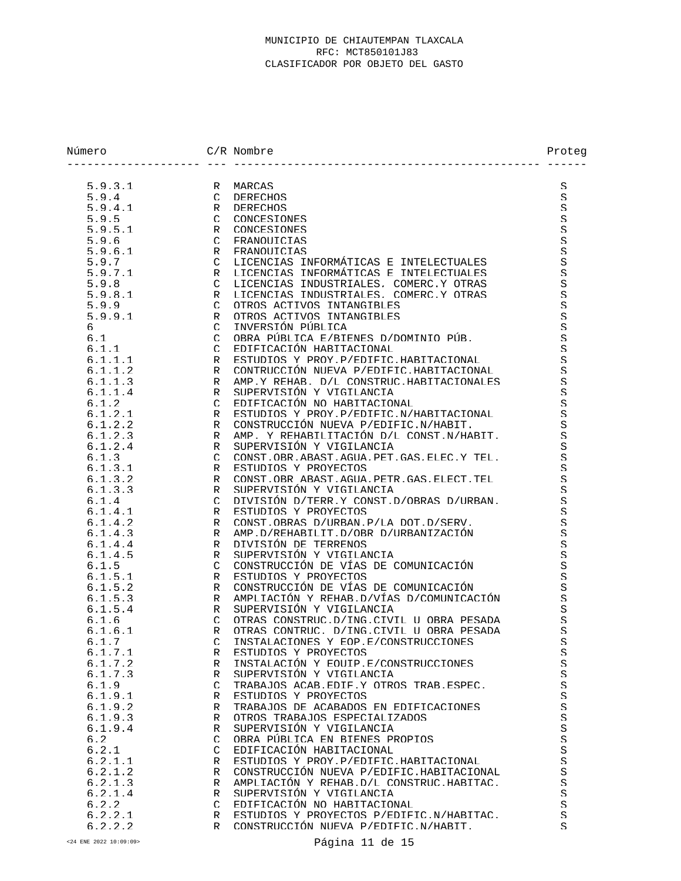MUNICIPIO DE CHIAUTEMPAN TLAXCALA
RFC: MCT850101J83
CLASIFICADOR POR OBJETO DEL GASTO

| Número | C/R | Nombre | Proteg |
|---|---|---|---|
| 5.9.3.1 | R | MARCAS | S |
| 5.9.4 | C | DERECHOS | S |
| 5.9.4.1 | R | DERECHOS | S |
| 5.9.5 | C | CONCESIONES | S |
| 5.9.5.1 | R | CONCESIONES | S |
| 5.9.6 | C | FRANQUICIAS | S |
| 5.9.6.1 | R | FRANQUICIAS | S |
| 5.9.7 | C | LICENCIAS INFORMÁTICAS E INTELECTUALES | S |
| 5.9.7.1 | R | LICENCIAS INFORMÁTICAS E INTELECTUALES | S |
| 5.9.8 | C | LICENCIAS INDUSTRIALES, COMERC.Y OTRAS | S |
| 5.9.8.1 | R | LICENCIAS INDUSTRIALES, COMERC.Y OTRAS | S |
| 5.9.9 | C | OTROS ACTIVOS INTANGIBLES | S |
| 5.9.9.1 | R | OTROS ACTIVOS INTANGIBLES | S |
| 6 | C | INVERSIÓN PÚBLICA | S |
| 6.1 | C | OBRA PÚBLICA E/BIENES D/DOMINIO PÚB. | S |
| 6.1.1 | C | EDIFICACIÓN HABITACIONAL | S |
| 6.1.1.1 | R | ESTUDIOS Y PROY.P/EDIFIC.HABITACIONAL | S |
| 6.1.1.2 | R | CONTRUCCIÓN NUEVA P/EDIFIC.HABITACIONAL | S |
| 6.1.1.3 | R | AMP.Y REHAB. D/L CONSTRUC.HABITACIONALES | S |
| 6.1.1.4 | R | SUPERVISIÓN Y VIGILANCIA | S |
| 6.1.2 | C | EDIFICACIÓN NO HABITACIONAL | S |
| 6.1.2.1 | R | ESTUDIOS Y PROY.P/EDIFIC.N/HABITACIONAL | S |
| 6.1.2.2 | R | CONSTRUCCIÓN NUEVA P/EDIFIC.N/HABIT. | S |
| 6.1.2.3 | R | AMP. Y REHABILITACIÓN D/L CONST.N/HABIT. | S |
| 6.1.2.4 | R | SUPERVISIÓN Y VIGILANCIA | S |
| 6.1.3 | C | CONST.OBR.ABAST.AGUA.PET.GAS.ELEC.Y TEL. | S |
| 6.1.3.1 | R | ESTUDIOS Y PROYECTOS | S |
| 6.1.3.2 | R | CONST.OBR ABAST.AGUA.PETR.GAS.ELECT.TEL | S |
| 6.1.3.3 | R | SUPERVISIÓN Y VIGILANCIA | S |
| 6.1.4 | C | DIVISIÓN D/TERR.Y CONST.D/OBRAS D/URBAN. | S |
| 6.1.4.1 | R | ESTUDIOS Y PROYECTOS | S |
| 6.1.4.2 | R | CONST.OBRAS D/URBAN.P/LA DOT.D/SERV. | S |
| 6.1.4.3 | R | AMP.D/REHABILIT.D/OBR D/URBANIZACIÓN | S |
| 6.1.4.4 | R | DIVISIÓN DE TERRENOS | S |
| 6.1.4.5 | R | SUPERVISIÓN Y VIGILANCIA | S |
| 6.1.5 | C | CONSTRUCCIÓN DE VÍAS DE COMUNICACIÓN | S |
| 6.1.5.1 | R | ESTUDIOS Y PROYECTOS | S |
| 6.1.5.2 | R | CONSTRUCCIÓN DE VÍAS DE COMUNICACIÓN | S |
| 6.1.5.3 | R | AMPLIACIÓN Y REHAB.D/VÍAS D/COMUNICACIÓN | S |
| 6.1.5.4 | R | SUPERVISIÓN Y VIGILANCIA | S |
| 6.1.6 | C | OTRAS CONSTRUC.D/ING.CIVIL U OBRA PESADA | S |
| 6.1.6.1 | R | OTRAS CONTRUC. D/ING.CIVIL U OBRA PESADA | S |
| 6.1.7 | C | INSTALACIONES Y EQP.E/CONSTRUCCIONES | S |
| 6.1.7.1 | R | ESTUDIOS Y PROYECTOS | S |
| 6.1.7.2 | R | INSTALACIÓN Y EQUIP.E/CONSTRUCCIONES | S |
| 6.1.7.3 | R | SUPERVISIÓN Y VIGILANCIA | S |
| 6.1.9 | C | TRABAJOS ACAB.EDIF.Y OTROS TRAB.ESPEC. | S |
| 6.1.9.1 | R | ESTUDIOS Y PROYECTOS | S |
| 6.1.9.2 | R | TRABAJOS DE ACABADOS EN EDIFICACIONES | S |
| 6.1.9.3 | R | OTROS TRABAJOS ESPECIALIZADOS | S |
| 6.1.9.4 | R | SUPERVISIÓN Y VIGILANCIA | S |
| 6.2 | C | OBRA PÚBLICA EN BIENES PROPIOS | S |
| 6.2.1 | C | EDIFICACIÓN HABITACIONAL | S |
| 6.2.1.1 | R | ESTUDIOS Y PROY.P/EDIFIC.HABITACIONAL | S |
| 6.2.1.2 | R | CONSTRUCCIÓN NUEVA P/EDIFIC.HABITACIONAL | S |
| 6.2.1.3 | R | AMPLIACIÓN Y REHAB.D/L CONSTRUC.HABITAC. | S |
| 6.2.1.4 | R | SUPERVISIÓN Y VIGILANCIA | S |
| 6.2.2 | C | EDIFICACIÓN NO HABITACIONAL | S |
| 6.2.2.1 | R | ESTUDIOS Y PROYECTOS P/EDIFIC.N/HABITAC. | S |
| 6.2.2.2 | R | CONSTRUCCIÓN NUEVA P/EDIFIC.N/HABIT. | S |

<24 ENE 2022 10:09:09>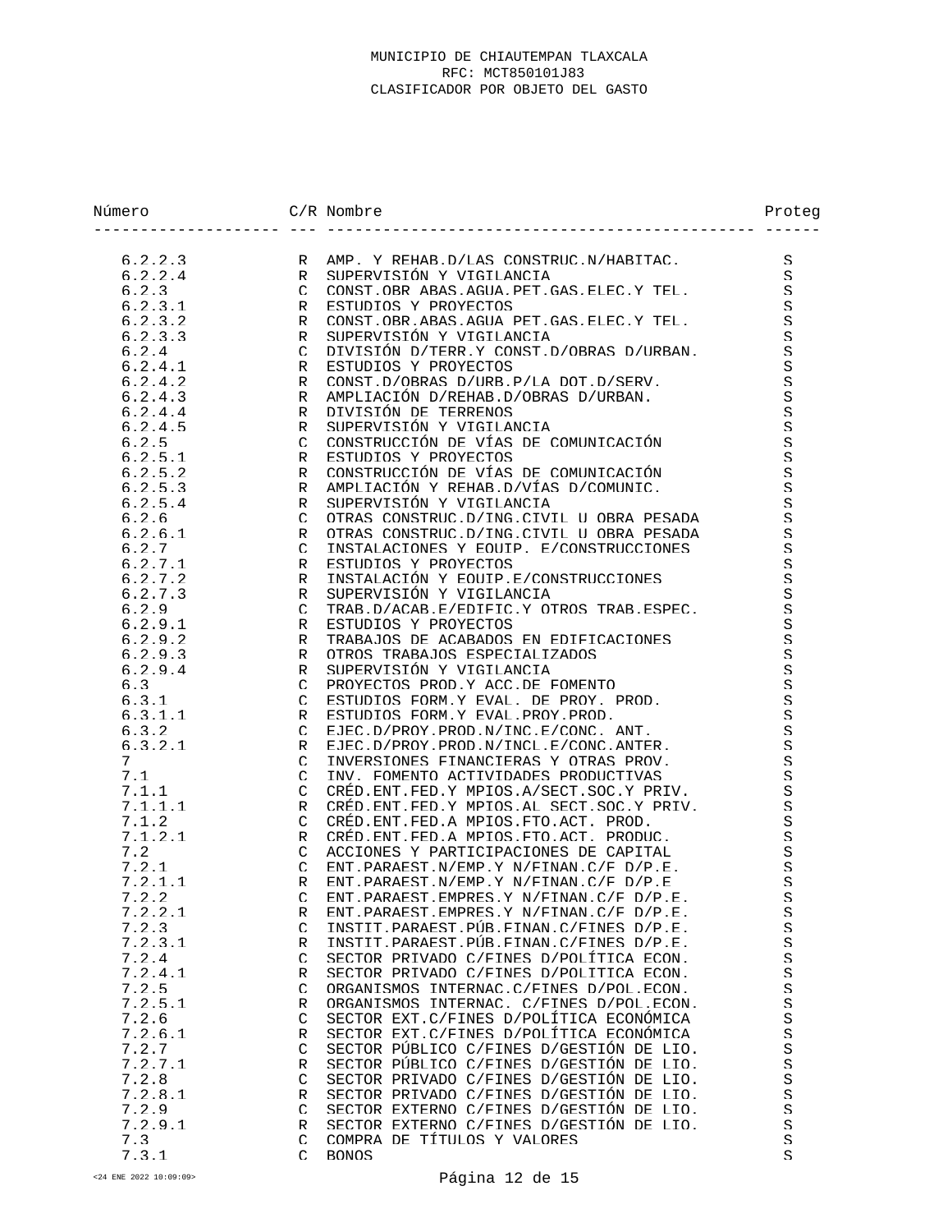MUNICIPIO DE CHIAUTEMPAN TLAXCALA
RFC: MCT850101J83
CLASIFICADOR POR OBJETO DEL GASTO

| Número | C/R | Nombre | Proteg |
|---|---|---|---|
| 6.2.2.3 | R | AMP. Y REHAB.D/LAS CONSTRUC.N/HABITAC. | S |
| 6.2.2.4 | R | SUPERVISIÓN Y VIGILANCIA | S |
| 6.2.3 | C | CONST.OBR ABAS.AGUA PET.GAS.ELEC.Y TEL. | S |
| 6.2.3.1 | R | ESTUDIOS Y PROYECTOS | S |
| 6.2.3.2 | R | CONST.OBR.ABAS.AGUA PET.GAS.ELEC.Y TEL. | S |
| 6.2.3.3 | R | SUPERVISIÓN Y VIGILANCIA | S |
| 6.2.4 | C | DIVISIÓN D/TERR.Y CONST.D/OBRAS D/URBAN. | S |
| 6.2.4.1 | R | ESTUDIOS Y PROYECTOS | S |
| 6.2.4.2 | R | CONST.D/OBRAS D/URB.P/LA DOT.D/SERV. | S |
| 6.2.4.3 | R | AMPLIACIÓN D/REHAB.D/OBRAS D/URBAN. | S |
| 6.2.4.4 | R | DIVISIÓN DE TERRENOS | S |
| 6.2.4.5 | R | SUPERVISIÓN Y VIGILANCIA | S |
| 6.2.5 | C | CONSTRUCCIÓN DE VÍAS DE COMUNICACIÓN | S |
| 6.2.5.1 | R | ESTUDIOS Y PROYECTOS | S |
| 6.2.5.2 | R | CONSTRUCCIÓN DE VÍAS DE COMUNICACIÓN | S |
| 6.2.5.3 | R | AMPLIACIÓN Y REHAB.D/VÍAS D/COMUNIC. | S |
| 6.2.5.4 | R | SUPERVISIÓN Y VIGILANCIA | S |
| 6.2.6 | C | OTRAS CONSTRUC.D/ING.CIVIL U OBRA PESADA | S |
| 6.2.6.1 | R | OTRAS CONSTRUC.D/ING.CIVIL U OBRA PESADA | S |
| 6.2.7 | C | INSTALACIONES Y EQUIP. E/CONSTRUCCIONES | S |
| 6.2.7.1 | R | ESTUDIOS Y PROYECTOS | S |
| 6.2.7.2 | R | INSTALACIÓN Y EQUIP.E/CONSTRUCCIONES | S |
| 6.2.7.3 | R | SUPERVISIÓN Y VIGILANCIA | S |
| 6.2.9 | C | TRAB.D/ACAB.E/EDIFIC.Y OTROS TRAB.ESPEC. | S |
| 6.2.9.1 | R | ESTUDIOS Y PROYECTOS | S |
| 6.2.9.2 | R | TRABAJOS DE ACABADOS EN EDIFICACIONES | S |
| 6.2.9.3 | R | OTROS TRABAJOS ESPECIALIZADOS | S |
| 6.2.9.4 | R | SUPERVISIÓN Y VIGILANCIA | S |
| 6.3 | C | PROYECTOS PROD.Y ACC.DE FOMENTO | S |
| 6.3.1 | C | ESTUDIOS FORM.Y EVAL. DE PROY. PROD. | S |
| 6.3.1.1 | R | ESTUDIOS FORM.Y EVAL.PROY.PROD. | S |
| 6.3.2 | C | EJEC.D/PROY.PROD.N/INC.E/CONC. ANT. | S |
| 6.3.2.1 | R | EJEC.D/PROY.PROD.N/INCL.E/CONC.ANTER. | S |
| 7 | C | INVERSIONES FINANCIERAS Y OTRAS PROV. | S |
| 7.1 | C | INV. FOMENTO ACTIVIDADES PRODUCTIVAS | S |
| 7.1.1 | C | CRÉD.ENT.FED.Y MPIOS.A/SECT.SOC.Y PRIV. | S |
| 7.1.1.1 | R | CRÉD.ENT.FED.Y MPIOS.AL SECT.SOC.Y PRIV. | S |
| 7.1.2 | C | CRÉD.ENT.FED.A MPIOS.FTO.ACT. PROD. | S |
| 7.1.2.1 | R | CRÉD.ENT.FED.A MPIOS.FTO.ACT. PRODUC. | S |
| 7.2 | C | ACCIONES Y PARTICIPACIONES DE CAPITAL | S |
| 7.2.1 | C | ENT.PARAEST.N/EMP.Y N/FINAN.C/F D/P.E. | S |
| 7.2.1.1 | R | ENT.PARAEST.N/EMP.Y N/FINAN.C/F D/P.E | S |
| 7.2.2 | C | ENT.PARAEST.EMPRES.Y N/FINAN.C/F D/P.E. | S |
| 7.2.2.1 | R | ENT.PARAEST.EMPRES.Y N/FINAN.C/F D/P.E. | S |
| 7.2.3 | C | INSTIT.PARAEST.PÚB.FINAN.C/FINES D/P.E. | S |
| 7.2.3.1 | R | INSTIT.PARAEST.PÚB.FINAN.C/FINES D/P.E. | S |
| 7.2.4 | C | SECTOR PRIVADO C/FINES D/POLÍTICA ECON. | S |
| 7.2.4.1 | R | SECTOR PRIVADO C/FINES D/POLITICA ECON. | S |
| 7.2.5 | C | ORGANISMOS INTERNAC.C/FINES D/POL.ECON. | S |
| 7.2.5.1 | R | ORGANISMOS INTERNAC. C/FINES D/POL.ECON. | S |
| 7.2.6 | C | SECTOR EXT.C/FINES D/POLÍTICA ECONÓMICA | S |
| 7.2.6.1 | R | SECTOR EXT.C/FINES D/POLÍTICA ECONÓMICA | S |
| 7.2.7 | C | SECTOR PÚBLICO C/FINES D/GESTIÓN DE LIQ. | S |
| 7.2.7.1 | R | SECTOR PÚBLICO C/FINES D/GESTIÓN DE LIQ. | S |
| 7.2.8 | C | SECTOR PRIVADO C/FINES D/GESTIÓN DE LIQ. | S |
| 7.2.8.1 | R | SECTOR PRIVADO C/FINES D/GESTIÓN DE LIQ. | S |
| 7.2.9 | C | SECTOR EXTERNO C/FINES D/GESTIÓN DE LIQ. | S |
| 7.2.9.1 | R | SECTOR EXTERNO C/FINES D/GESTIÓN DE LIQ. | S |
| 7.3 | C | COMPRA DE TÍTULOS Y VALORES | S |
| 7.3.1 | C | BONOS | S |

<24 ENE 2022 10:09:09>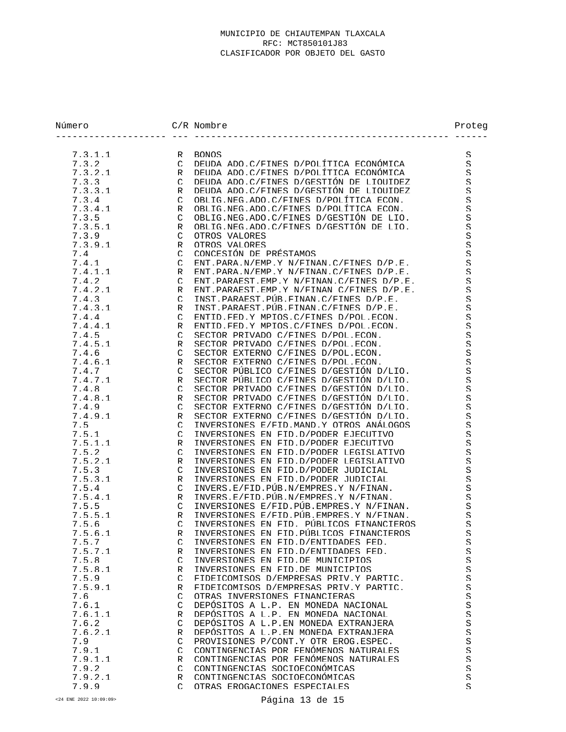MUNICIPIO DE CHIAUTEMPAN TLAXCALA
RFC: MCT850101J83
CLASIFICADOR POR OBJETO DEL GASTO

| Número | C/R | Nombre | Proteg |
|---|---|---|---|
| 7.3.1.1 | R | BONOS | S |
| 7.3.2 | C | DEUDA ADO.C/FINES D/POLÍTICA ECONÓMICA | S |
| 7.3.2.1 | R | DEUDA ADO.C/FINES D/POLÍTICA ECONÓMICA | S |
| 7.3.3 | C | DEUDA ADO.C/FINES D/GESTIÓN DE LIQUIDEZ | S |
| 7.3.3.1 | R | DEUDA ADO.C/FINES D/GESTIÓN DE LIQUIDEZ | S |
| 7.3.4 | C | OBLIG.NEG.ADO.C/FINES D/POLÍTICA ECON. | S |
| 7.3.4.1 | R | OBLIG.NEG.ADO.C/FINES D/POLÍTICA ECON. | S |
| 7.3.5 | C | OBLIG.NEG.ADO.C/FINES D/GESTIÓN DE LIQ. | S |
| 7.3.5.1 | R | OBLIG.NEG.ADO.C/FINES D/GESTIÓN DE LIQ. | S |
| 7.3.9 | C | OTROS VALORES | S |
| 7.3.9.1 | R | OTROS VALORES | S |
| 7.4 | C | CONCESIÓN DE PRÉSTAMOS | S |
| 7.4.1 | C | ENT.PARA.N/EMP.Y N/FINAN.C/FINES D/P.E. | S |
| 7.4.1.1 | R | ENT.PARA.N/EMP.Y N/FINAN.C/FINES D/P.E. | S |
| 7.4.2 | C | ENT.PARAEST.EMP.Y N/FINAN.C/FINES D/P.E. | S |
| 7.4.2.1 | R | ENT.PARAEST.EMP.Y N/FINAN C/FINES D/P.E. | S |
| 7.4.3 | C | INST.PARAEST.PÚB.FINAN.C/FINES D/P.E. | S |
| 7.4.3.1 | R | INST.PARAEST.PÚB.FINAN.C/FINES D/P.E. | S |
| 7.4.4 | C | ENTID.FED.Y MPIOS.C/FINES D/POL.ECON. | S |
| 7.4.4.1 | R | ENTID.FED.Y MPIOS.C/FINES D/POL.ECON. | S |
| 7.4.5 | C | SECTOR PRIVADO C/FINES D/POL.ECON. | S |
| 7.4.5.1 | R | SECTOR PRIVADO C/FINES D/POL.ECON. | S |
| 7.4.6 | C | SECTOR EXTERNO C/FINES D/POL.ECON. | S |
| 7.4.6.1 | R | SECTOR EXTERNO C/FINES D/POL.ECON. | S |
| 7.4.7 | C | SECTOR PÚBLICO C/FINES D/GESTIÓN D/LIQ. | S |
| 7.4.7.1 | R | SECTOR PÚBLICO C/FINES D/GESTIÓN D/LIQ. | S |
| 7.4.8 | C | SECTOR PRIVADO C/FINES D/GESTIÓN D/LIQ. | S |
| 7.4.8.1 | R | SECTOR PRIVADO C/FINES D/GESTIÓN D/LIQ. | S |
| 7.4.9 | C | SECTOR EXTERNO C/FINES D/GESTIÓN D/LIQ. | S |
| 7.4.9.1 | R | SECTOR EXTERNO C/FINES D/GESTIÓN D/LIQ. | S |
| 7.5 | C | INVERSIONES E/FID.MAND.Y OTROS ANÁLOGOS | S |
| 7.5.1 | C | INVERSIONES EN FID.D/PODER EJECUTIVO | S |
| 7.5.1.1 | R | INVERSIONES EN FID.D/PODER EJECUTIVO | S |
| 7.5.2 | C | INVERSIONES EN FID.D/PODER LEGISLATIVO | S |
| 7.5.2.1 | R | INVERSIONES EN FID.D/PODER LEGISLATIVO | S |
| 7.5.3 | C | INVERSIONES EN FID.D/PODER JUDICIAL | S |
| 7.5.3.1 | R | INVERSIONES EN FID.D/PODER JUDICIAL | S |
| 7.5.4 | C | INVERS.E/FID.PÚB.N/EMPRES.Y N/FINAN. | S |
| 7.5.4.1 | R | INVERS.E/FID.PÚB.N/EMPRES.Y N/FINAN. | S |
| 7.5.5 | C | INVERSIONES E/FID.PÚB.EMPRES.Y N/FINAN. | S |
| 7.5.5.1 | R | INVERSIONES E/FID.PÚB.EMPRES.Y N/FINAN. | S |
| 7.5.6 | C | INVERSIONES EN FID. PÚBLICOS FINANCIEROS | S |
| 7.5.6.1 | R | INVERSIONES EN FID.PÚBLICOS FINANCIEROS | S |
| 7.5.7 | C | INVERSIONES EN FID.D/ENTIDADES FED. | S |
| 7.5.7.1 | R | INVERSIONES EN FID.D/ENTIDADES FED. | S |
| 7.5.8 | C | INVERSIONES EN FID.DE MUNICIPIOS | S |
| 7.5.8.1 | R | INVERSIONES EN FID.DE MUNICIPIOS | S |
| 7.5.9 | C | FIDEICOMISOS D/EMPRESAS PRIV.Y PARTIC. | S |
| 7.5.9.1 | R | FIDEICOMISOS D/EMPRESAS PRIV.Y PARTIC. | S |
| 7.6 | C | OTRAS INVERSIONES FINANCIERAS | S |
| 7.6.1 | C | DEPÓSITOS A L.P. EN MONEDA NACIONAL | S |
| 7.6.1.1 | R | DEPÓSITOS A L.P. EN MONEDA NACIONAL | S |
| 7.6.2 | C | DEPÓSITOS A L.P.EN MONEDA EXTRANJERA | S |
| 7.6.2.1 | R | DEPÓSITOS A L.P.EN MONEDA EXTRANJERA | S |
| 7.9 | C | PROVISIONES P/CONT.Y OTR EROG.ESPEC. | S |
| 7.9.1 | C | CONTINGENCIAS POR FENÓMENOS NATURALES | S |
| 7.9.1.1 | R | CONTINGENCIAS POR FENÓMENOS NATURALES | S |
| 7.9.2 | C | CONTINGENCIAS SOCIOECONÓMICAS | S |
| 7.9.2.1 | R | CONTINGENCIAS SOCIOECONÓMICAS | S |
| 7.9.9 | C | OTRAS EROGACIONES ESPECIALES | S |

<24 ENE 2022 10:09:09>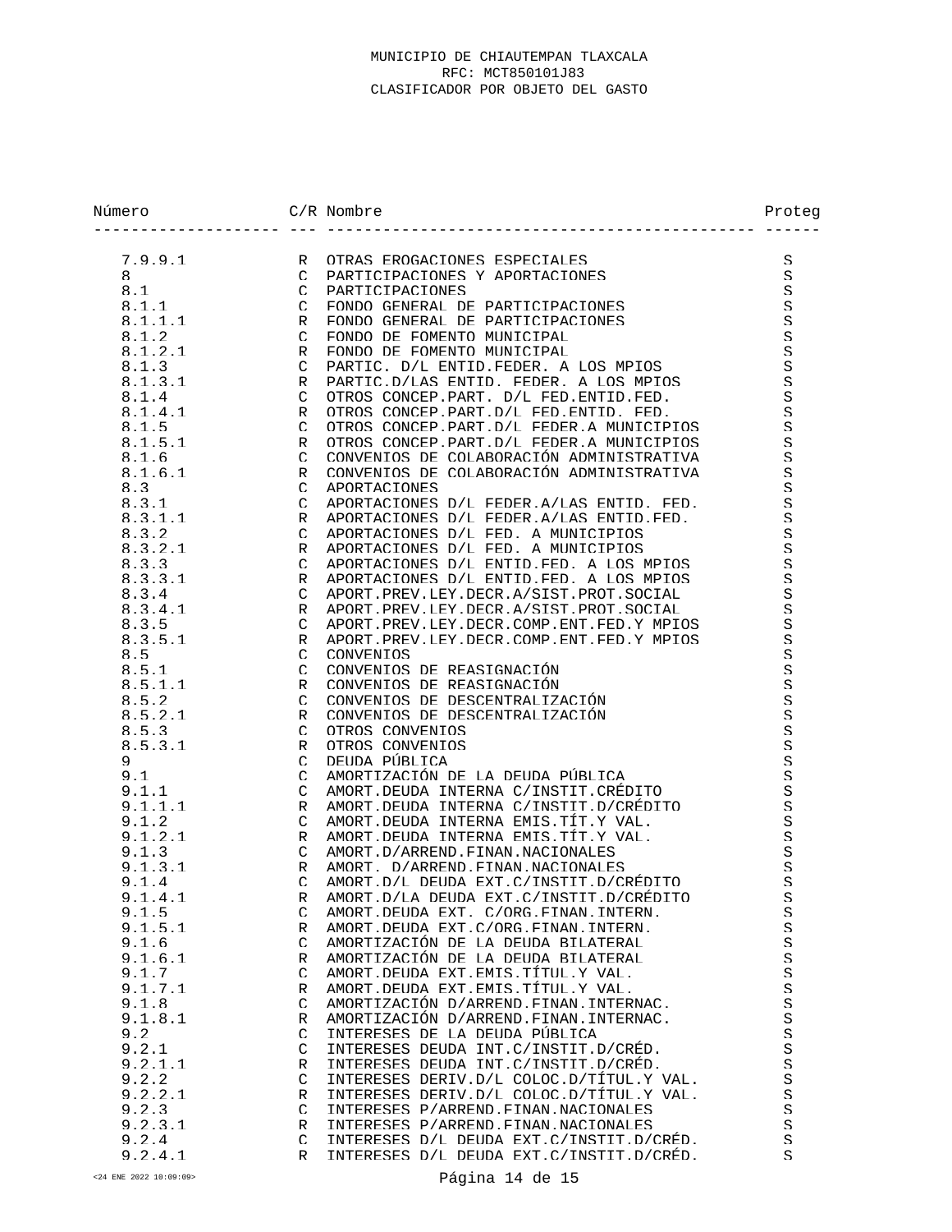MUNICIPIO DE CHIAUTEMPAN TLAXCALA
RFC: MCT850101J83
CLASIFICADOR POR OBJETO DEL GASTO

| Número | C/R | Nombre | Proteg |
|---|---|---|---|
| 7.9.9.1 | R | OTRAS EROGACIONES ESPECIALES | S |
| 8 | C | PARTICIPACIONES Y APORTACIONES | S |
| 8.1 | C | PARTICIPACIONES | S |
| 8.1.1 | C | FONDO GENERAL DE PARTICIPACIONES | S |
| 8.1.1.1 | R | FONDO GENERAL DE PARTICIPACIONES | S |
| 8.1.2 | C | FONDO DE FOMENTO MUNICIPAL | S |
| 8.1.2.1 | R | FONDO DE FOMENTO MUNICIPAL | S |
| 8.1.3 | C | PARTIC. D/L ENTID.FEDER. A LOS MPIOS | S |
| 8.1.3.1 | R | PARTIC.D/LAS ENTID. FEDER. A LOS MPIOS | S |
| 8.1.4 | C | OTROS CONCEP.PART. D/L FED.ENTID.FED. | S |
| 8.1.4.1 | R | OTROS CONCEP.PART.D/L FED.ENTID. FED. | S |
| 8.1.5 | C | OTROS CONCEP.PART.D/L FEDER.A MUNICIPIOS | S |
| 8.1.5.1 | R | OTROS CONCEP.PART.D/L FEDER.A MUNICIPIOS | S |
| 8.1.6 | C | CONVENIOS DE COLABORACIÓN ADMINISTRATIVA | S |
| 8.1.6.1 | R | CONVENIOS DE COLABORACIÓN ADMINISTRATIVA | S |
| 8.3 | C | APORTACIONES | S |
| 8.3.1 | C | APORTACIONES D/L FEDER.A/LAS ENTID. FED. | S |
| 8.3.1.1 | R | APORTACIONES D/L FEDER.A/LAS ENTID.FED. | S |
| 8.3.2 | C | APORTACIONES D/L FED. A MUNICIPIOS | S |
| 8.3.2.1 | R | APORTACIONES D/L FED. A MUNICIPIOS | S |
| 8.3.3 | C | APORTACIONES D/L ENTID.FED. A LOS MPIOS | S |
| 8.3.3.1 | R | APORTACIONES D/L ENTID.FED. A LOS MPIOS | S |
| 8.3.4 | C | APORT.PREV.LEY.DECR.A/SIST.PROT.SOCIAL | S |
| 8.3.4.1 | R | APORT.PREV.LEY.DECR.A/SIST.PROT.SOCIAL | S |
| 8.3.5 | C | APORT.PREV.LEY.DECR.COMP.ENT.FED.Y MPIOS | S |
| 8.3.5.1 | R | APORT.PREV.LEY.DECR.COMP.ENT.FED.Y MPIOS | S |
| 8.5 | C | CONVENIOS | S |
| 8.5.1 | C | CONVENIOS DE REASIGNACIÓN | S |
| 8.5.1.1 | R | CONVENIOS DE REASIGNACIÓN | S |
| 8.5.2 | C | CONVENIOS DE DESCENTRALIZACIÓN | S |
| 8.5.2.1 | R | CONVENIOS DE DESCENTRALIZACIÓN | S |
| 8.5.3 | C | OTROS CONVENIOS | S |
| 8.5.3.1 | R | OTROS CONVENIOS | S |
| 9 | C | DEUDA PÚBLICA | S |
| 9.1 | C | AMORTIZACIÓN DE LA DEUDA PÚBLICA | S |
| 9.1.1 | C | AMORT.DEUDA INTERNA C/INSTIT.CRÉDITO | S |
| 9.1.1.1 | R | AMORT.DEUDA INTERNA C/INSTIT.D/CRÉDITO | S |
| 9.1.2 | C | AMORT.DEUDA INTERNA EMIS.TÍT.Y VAL. | S |
| 9.1.2.1 | R | AMORT.DEUDA INTERNA EMIS.TÍT.Y VAL. | S |
| 9.1.3 | C | AMORT.D/ARREND.FINAN.NACIONALES | S |
| 9.1.3.1 | R | AMORT. D/ARREND.FINAN.NACIONALES | S |
| 9.1.4 | C | AMORT.D/L DEUDA EXT.C/INSTIT.D/CRÉDITO | S |
| 9.1.4.1 | R | AMORT.D/LA DEUDA EXT.C/INSTIT.D/CRÉDITO | S |
| 9.1.5 | C | AMORT.DEUDA EXT. C/ORG.FINAN.INTERN. | S |
| 9.1.5.1 | R | AMORT.DEUDA EXT.C/ORG.FINAN.INTERN. | S |
| 9.1.6 | C | AMORTIZACIÓN DE LA DEUDA BILATERAL | S |
| 9.1.6.1 | R | AMORTIZACIÓN DE LA DEUDA BILATERAL | S |
| 9.1.7 | C | AMORT.DEUDA EXT.EMIS.TÍTUL.Y VAL. | S |
| 9.1.7.1 | R | AMORT.DEUDA EXT.EMIS.TÍTUL.Y VAL. | S |
| 9.1.8 | C | AMORTIZACIÓN D/ARREND.FINAN.INTERNAC. | S |
| 9.1.8.1 | R | AMORTIZACIÓN D/ARREND.FINAN.INTERNAC. | S |
| 9.2 | C | INTERESES DE LA DEUDA PÚBLICA | S |
| 9.2.1 | C | INTERESES DEUDA INT.C/INSTIT.D/CRÉD. | S |
| 9.2.1.1 | R | INTERESES DEUDA INT.C/INSTIT.D/CRÉD. | S |
| 9.2.2 | C | INTERESES DERIV.D/L COLOC.D/TÍTUL.Y VAL. | S |
| 9.2.2.1 | R | INTERESES DERIV.D/L COLOC.D/TÍTUL.Y VAL. | S |
| 9.2.3 | C | INTERESES P/ARREND.FINAN.NACIONALES | S |
| 9.2.3.1 | R | INTERESES P/ARREND.FINAN.NACIONALES | S |
| 9.2.4 | C | INTERESES D/L DEUDA EXT.C/INSTIT.D/CRÉD. | S |
| 9.2.4.1 | R | INTERESES D/L DEUDA EXT.C/INSTIT.D/CRÉD. | S |

<24 ENE 2022 10:09:09>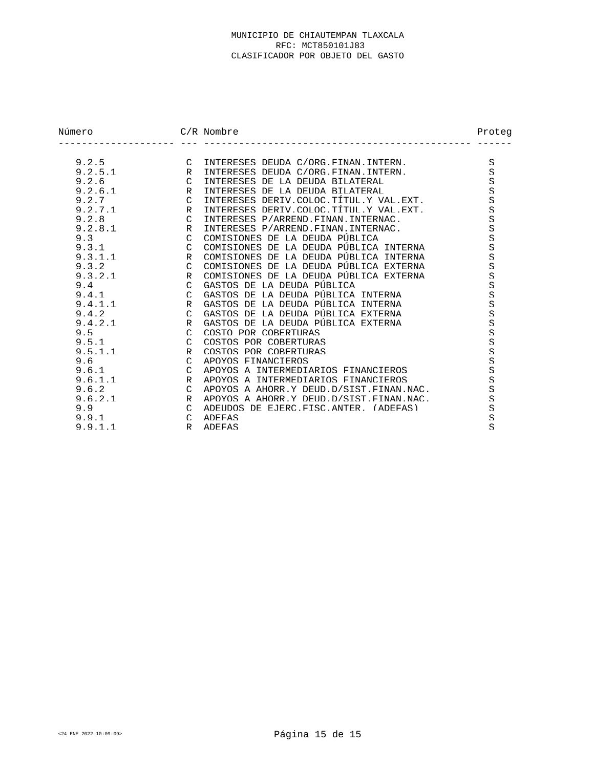MUNICIPIO DE CHIAUTEMPAN TLAXCALA
RFC: MCT850101J83
CLASIFICADOR POR OBJETO DEL GASTO

| Número | C/R | Nombre | Proteg |
|---|---|---|---|
| 9.2.5 | C | INTERESES DEUDA C/ORG.FINAN.INTERN. | S |
| 9.2.5.1 | R | INTERESES DEUDA C/ORG.FINAN.INTERN. | S |
| 9.2.6 | C | INTERESES DE LA DEUDA BILATERAL | S |
| 9.2.6.1 | R | INTERESES DE LA DEUDA BILATERAL | S |
| 9.2.7 | C | INTERESES DERIV.COLOC.TÍTUL.Y VAL.EXT. | S |
| 9.2.7.1 | R | INTERESES DERIV.COLOC.TÍTUL.Y VAL.EXT. | S |
| 9.2.8 | C | INTERESES P/ARREND.FINAN.INTERNAC. | S |
| 9.2.8.1 | R | INTERESES P/ARREND.FINAN.INTERNAC. | S |
| 9.3 | C | COMISIONES DE LA DEUDA PÚBLICA | S |
| 9.3.1 | C | COMISIONES DE LA DEUDA PÚBLICA INTERNA | S |
| 9.3.1.1 | R | COMISIONES DE LA DEUDA PÚBLICA INTERNA | S |
| 9.3.2 | C | COMISIONES DE LA DEUDA PÚBLICA EXTERNA | S |
| 9.3.2.1 | R | COMISIONES DE LA DEUDA PÚBLICA EXTERNA | S |
| 9.4 | C | GASTOS DE LA DEUDA PÚBLICA | S |
| 9.4.1 | C | GASTOS DE LA DEUDA PÚBLICA INTERNA | S |
| 9.4.1.1 | R | GASTOS DE LA DEUDA PÚBLICA INTERNA | S |
| 9.4.2 | C | GASTOS DE LA DEUDA PÚBLICA EXTERNA | S |
| 9.4.2.1 | R | GASTOS DE LA DEUDA PÚBLICA EXTERNA | S |
| 9.5 | C | COSTO POR COBERTURAS | S |
| 9.5.1 | C | COSTOS POR COBERTURAS | S |
| 9.5.1.1 | R | COSTOS POR COBERTURAS | S |
| 9.6 | C | APOYOS FINANCIEROS | S |
| 9.6.1 | C | APOYOS A INTERMEDIARIOS FINANCIEROS | S |
| 9.6.1.1 | R | APOYOS A INTERMEDIARIOS FINANCIEROS | S |
| 9.6.2 | C | APOYOS A AHORR.Y DEUD.D/SIST.FINAN.NAC. | S |
| 9.6.2.1 | R | APOYOS A AHORR.Y DEUD.D/SIST.FINAN.NAC. | S |
| 9.9 | C | ADEUDOS DE EJERC.FISC.ANTER. (ADEFAS) | S |
| 9.9.1 | C | ADEFAS | S |
| 9.9.1.1 | R | ADEFAS | S |

<24 ENE 2022 10:09:09>